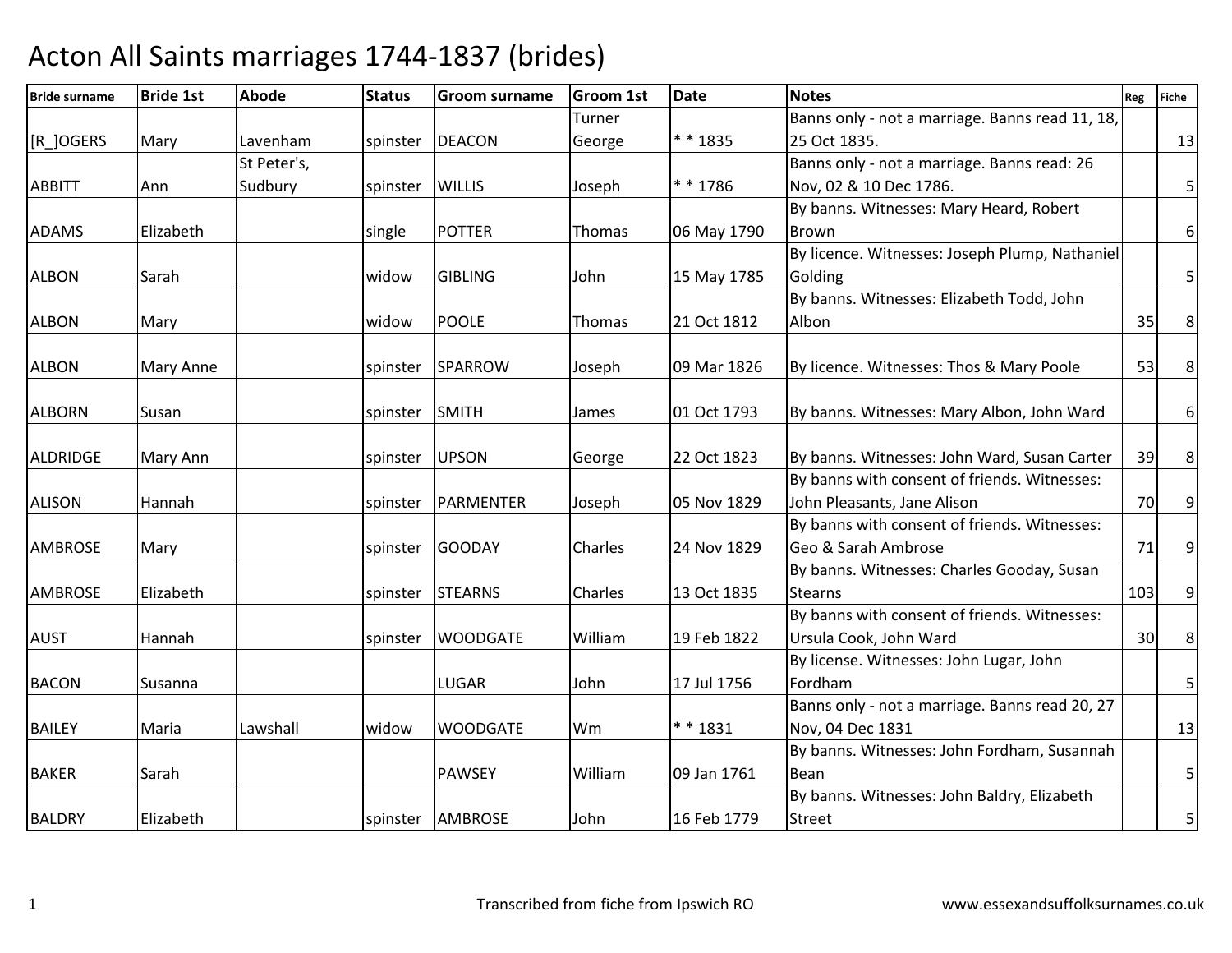# Acton All Saints marriages 1744-1837 (brides)

| Bride surname | Bride 1st | Abode | Status | Groom surname | Groom 1st | Date | Notes | Reg | Fiche |
|---|---|---|---|---|---|---|---|---|---|
| [R_]OGERS | Mary | Lavenham | spinster | DEACON | Turner George | * * 1835 | Banns only - not a marriage. Banns read 11, 18, 25 Oct 1835. | | 13 |
| ABBITT | Ann | St Peter's, Sudbury | spinster | WILLIS | Joseph | * * 1786 | Banns only - not a marriage. Banns read: 26 Nov, 02 & 10 Dec 1786. | | 5 |
| ADAMS | Elizabeth | | single | POTTER | Thomas | 06 May 1790 | By banns. Witnesses: Mary Heard, Robert Brown | | 6 |
| ALBON | Sarah | | widow | GIBLING | John | 15 May 1785 | By licence. Witnesses: Joseph Plump, Nathaniel Golding | | 5 |
| ALBON | Mary | | widow | POOLE | Thomas | 21 Oct 1812 | By banns. Witnesses: Elizabeth Todd, John Albon | 35 | 8 |
| ALBON | Mary Anne | | spinster | SPARROW | Joseph | 09 Mar 1826 | By licence. Witnesses: Thos & Mary Poole | 53 | 8 |
| ALBORN | Susan | | spinster | SMITH | James | 01 Oct 1793 | By banns. Witnesses: Mary Albon, John Ward | | 6 |
| ALDRIDGE | Mary Ann | | spinster | UPSON | George | 22 Oct 1823 | By banns. Witnesses: John Ward, Susan Carter | 39 | 8 |
| ALISON | Hannah | | spinster | PARMENTER | Joseph | 05 Nov 1829 | By banns with consent of friends. Witnesses: John Pleasants, Jane Alison | 70 | 9 |
| AMBROSE | Mary | | spinster | GOODAY | Charles | 24 Nov 1829 | By banns with consent of friends. Witnesses: Geo & Sarah Ambrose | 71 | 9 |
| AMBROSE | Elizabeth | | spinster | STEARNS | Charles | 13 Oct 1835 | By banns. Witnesses: Charles Gooday, Susan Stearns | 103 | 9 |
| AUST | Hannah | | spinster | WOODGATE | William | 19 Feb 1822 | By banns with consent of friends. Witnesses: Ursula Cook, John Ward | 30 | 8 |
| BACON | Susanna | | | LUGAR | John | 17 Jul 1756 | By license. Witnesses: John Lugar, John Fordham | | 5 |
| BAILEY | Maria | Lawshall | widow | WOODGATE | Wm | * * 1831 | Banns only - not a marriage. Banns read 20, 27 Nov, 04 Dec 1831 | | 13 |
| BAKER | Sarah | | | PAWSEY | William | 09 Jan 1761 | By banns. Witnesses: John Fordham, Susannah Bean | | 5 |
| BALDRY | Elizabeth | | spinster | AMBROSE | John | 16 Feb 1779 | By banns. Witnesses: John Baldry, Elizabeth Street | | 5 |

Transcribed from fiche from Ipswich RO    www.essexandsuffolksurnames.co.uk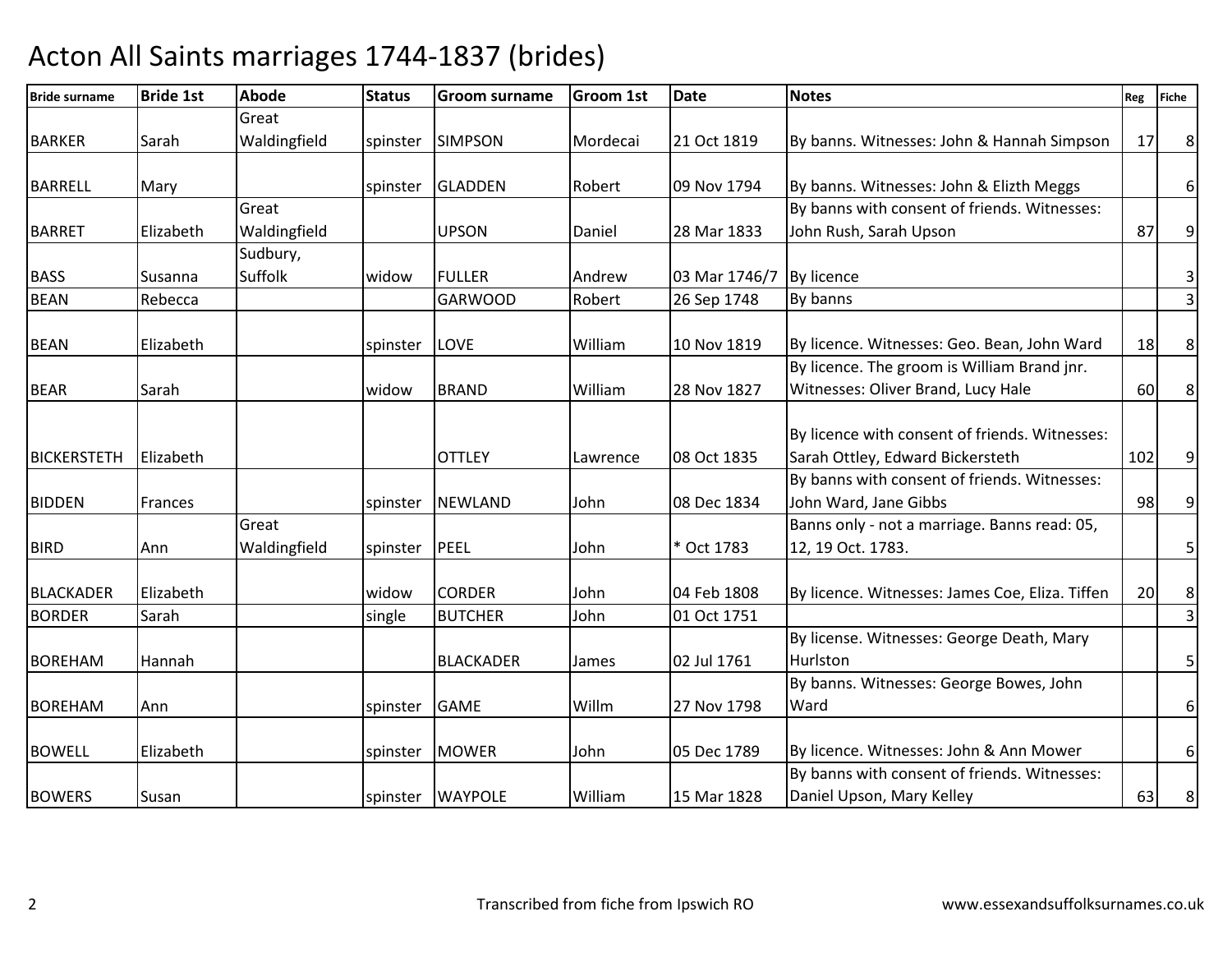# Acton All Saints marriages 1744-1837 (brides)

| Bride surname | Bride 1st | Abode | Status | Groom surname | Groom 1st | Date | Notes | Reg | Fiche |
|---|---|---|---|---|---|---|---|---|---|
| BARKER | Sarah | Great Waldingfield | spinster | SIMPSON | Mordecai | 21 Oct 1819 | By banns. Witnesses: John & Hannah Simpson | 17 | 8 |
| BARRELL | Mary | | spinster | GLADDEN | Robert | 09 Nov 1794 | By banns. Witnesses: John & Elizth Meggs | | 6 |
| BARRET | Elizabeth | Great Waldingfield | | UPSON | Daniel | 28 Mar 1833 | By banns with consent of friends. Witnesses: John Rush, Sarah Upson | 87 | 9 |
| BASS | Susanna | Sudbury, Suffolk | widow | FULLER | Andrew | 03 Mar 1746/7 | By licence | | 3 |
| BEAN | Rebecca | | | GARWOOD | Robert | 26 Sep 1748 | By banns | | 3 |
| BEAN | Elizabeth | | spinster | LOVE | William | 10 Nov 1819 | By licence. Witnesses: Geo. Bean, John Ward | 18 | 8 |
| BEAR | Sarah | | widow | BRAND | William | 28 Nov 1827 | By licence. The groom is William Brand jnr. Witnesses: Oliver Brand, Lucy Hale | 60 | 8 |
| BICKERSTETH | Elizabeth | | | OTTLEY | Lawrence | 08 Oct 1835 | By licence with consent of friends. Witnesses: Sarah Ottley, Edward Bickersteth | 102 | 9 |
| BIDDEN | Frances | | spinster | NEWLAND | John | 08 Dec 1834 | By banns with consent of friends. Witnesses: John Ward, Jane Gibbs | 98 | 9 |
| BIRD | Ann | Great Waldingfield | spinster | PEEL | John | * Oct 1783 | Banns only - not a marriage. Banns read: 05, 12, 19 Oct. 1783. | | 5 |
| BLACKADER | Elizabeth | | widow | CORDER | John | 04 Feb 1808 | By licence. Witnesses: James Coe, Eliza. Tiffen | 20 | 8 |
| BORDER | Sarah | | single | BUTCHER | John | 01 Oct 1751 | | | 3 |
| BOREHAM | Hannah | | | BLACKADER | James | 02 Jul 1761 | By license. Witnesses: George Death, Mary Hurlston | | 5 |
| BOREHAM | Ann | | spinster | GAME | Willm | 27 Nov 1798 | By banns. Witnesses: George Bowes, John Ward | | 6 |
| BOWELL | Elizabeth | | spinster | MOWER | John | 05 Dec 1789 | By licence. Witnesses: John & Ann Mower | | 6 |
| BOWERS | Susan | | spinster | WAYPOLE | William | 15 Mar 1828 | By banns with consent of friends. Witnesses: Daniel Upson, Mary Kelley | 63 | 8 |

Transcribed from fiche from Ipswich RO www.essexandsuffolksurnames.co.uk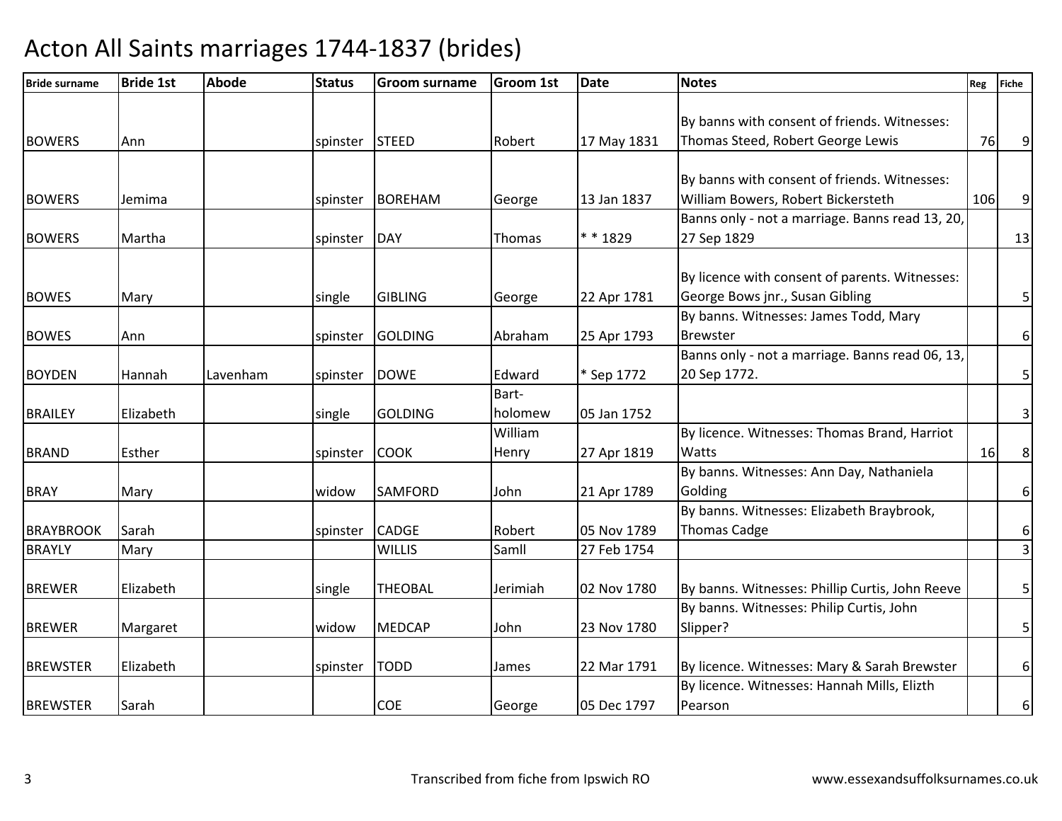# Acton All Saints marriages 1744-1837 (brides)

| Bride surname | Bride 1st | Abode | Status | Groom surname | Groom 1st | Date | Notes | Reg | Fiche |
|---|---|---|---|---|---|---|---|---|---|
| BOWERS | Ann | | spinster | STEED | Robert | 17 May 1831 | By banns with consent of friends. Witnesses: Thomas Steed, Robert George Lewis | 76 | 9 |
| BOWERS | Jemima | | spinster | BOREHAM | George | 13 Jan 1837 | By banns with consent of friends. Witnesses: William Bowers, Robert Bickersteth | 106 | 9 |
| BOWERS | Martha | | spinster | DAY | Thomas | * * 1829 | Banns only - not a marriage. Banns read 13, 20, 27 Sep 1829 | | 13 |
| BOWES | Mary | | single | GIBLING | George | 22 Apr 1781 | By licence with consent of parents. Witnesses: George Bows jnr., Susan Gibling | | 5 |
| BOWES | Ann | | spinster | GOLDING | Abraham | 25 Apr 1793 | By banns. Witnesses: James Todd, Mary Brewster | | 6 |
| BOYDEN | Hannah | Lavenham | spinster | DOWE | Edward | * Sep 1772 | Banns only - not a marriage. Banns read 06, 13, 20 Sep 1772. | | 5 |
| BRAILEY | Elizabeth | | single | GOLDING | Bart-holomew | 05 Jan 1752 | | | 3 |
| BRAND | Esther | | spinster | COOK | William Henry | 27 Apr 1819 | By licence. Witnesses: Thomas Brand, Harriot Watts | 16 | 8 |
| BRAY | Mary | | widow | SAMFORD | John | 21 Apr 1789 | By banns. Witnesses: Ann Day, Nathaniela Golding | | 6 |
| BRAYBROOK | Sarah | | spinster | CADGE | Robert | 05 Nov 1789 | By banns. Witnesses: Elizabeth Braybrook, Thomas Cadge | | 6 |
| BRAYLY | Mary | | | WILLIS | Samll | 27 Feb 1754 | | | 3 |
| BREWER | Elizabeth | | single | THEOBAL | Jerimiah | 02 Nov 1780 | By banns. Witnesses: Phillip Curtis, John Reeve | | 5 |
| BREWER | Margaret | | widow | MEDCAP | John | 23 Nov 1780 | By banns. Witnesses: Philip Curtis, John Slipper? | | 5 |
| BREWSTER | Elizabeth | | spinster | TODD | James | 22 Mar 1791 | By licence. Witnesses: Mary & Sarah Brewster | | 6 |
| BREWSTER | Sarah | | | COE | George | 05 Dec 1797 | By licence. Witnesses: Hannah Mills, Elizth Pearson | | 6 |

Transcribed from fiche from Ipswich RO

www.essexandsuffolksurnames.co.uk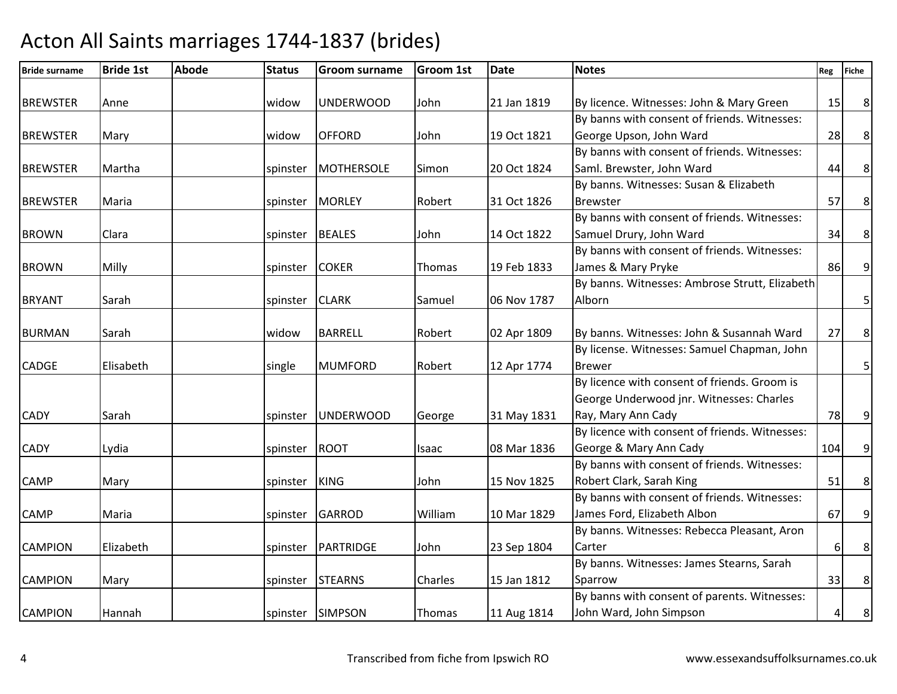# Acton All Saints marriages 1744-1837 (brides)

| Bride surname | Bride 1st | Abode | Status | Groom surname | Groom 1st | Date | Notes | Reg | Fiche |
|---|---|---|---|---|---|---|---|---|---|
| BREWSTER | Anne | | widow | UNDERWOOD | John | 21 Jan 1819 | By licence. Witnesses: John & Mary Green | 15 | 8 |
| BREWSTER | Mary | | widow | OFFORD | John | 19 Oct 1821 | By banns with consent of friends. Witnesses: George Upson, John Ward | 28 | 8 |
| BREWSTER | Martha | | spinster | MOTHERSOLE | Simon | 20 Oct 1824 | By banns with consent of friends. Witnesses: Saml. Brewster, John Ward | 44 | 8 |
| BREWSTER | Maria | | spinster | MORLEY | Robert | 31 Oct 1826 | By banns. Witnesses: Susan & Elizabeth Brewster | 57 | 8 |
| BROWN | Clara | | spinster | BEALES | John | 14 Oct 1822 | By banns with consent of friends. Witnesses: Samuel Drury, John Ward | 34 | 8 |
| BROWN | Milly | | spinster | COKER | Thomas | 19 Feb 1833 | By banns with consent of friends. Witnesses: James & Mary Pryke | 86 | 9 |
| BRYANT | Sarah | | spinster | CLARK | Samuel | 06 Nov 1787 | By banns. Witnesses: Ambrose Strutt, Elizabeth Alborn | | 5 |
| BURMAN | Sarah | | widow | BARRELL | Robert | 02 Apr 1809 | By banns. Witnesses: John & Susannah Ward | 27 | 8 |
| CADGE | Elisabeth | | single | MUMFORD | Robert | 12 Apr 1774 | By license. Witnesses: Samuel Chapman, John Brewer | | 5 |
| CADY | Sarah | | spinster | UNDERWOOD | George | 31 May 1831 | By licence with consent of friends. Groom is George Underwood jnr. Witnesses: Charles Ray, Mary Ann Cady | 78 | 9 |
| CADY | Lydia | | spinster | ROOT | Isaac | 08 Mar 1836 | By licence with consent of friends. Witnesses: George & Mary Ann Cady | 104 | 9 |
| CAMP | Mary | | spinster | KING | John | 15 Nov 1825 | By banns with consent of friends. Witnesses: Robert Clark, Sarah King | 51 | 8 |
| CAMP | Maria | | spinster | GARROD | William | 10 Mar 1829 | By banns with consent of friends. Witnesses: James Ford, Elizabeth Albon | 67 | 9 |
| CAMPION | Elizabeth | | spinster | PARTRIDGE | John | 23 Sep 1804 | By banns. Witnesses: Rebecca Pleasant, Aron Carter | 6 | 8 |
| CAMPION | Mary | | spinster | STEARNS | Charles | 15 Jan 1812 | By banns. Witnesses: James Stearns, Sarah Sparrow | 33 | 8 |
| CAMPION | Hannah | | spinster | SIMPSON | Thomas | 11 Aug 1814 | By banns with consent of parents. Witnesses: John Ward, John Simpson | 4 | 8 |

Transcribed from fiche from Ipswich RO    www.essexandsuffolksurnames.co.uk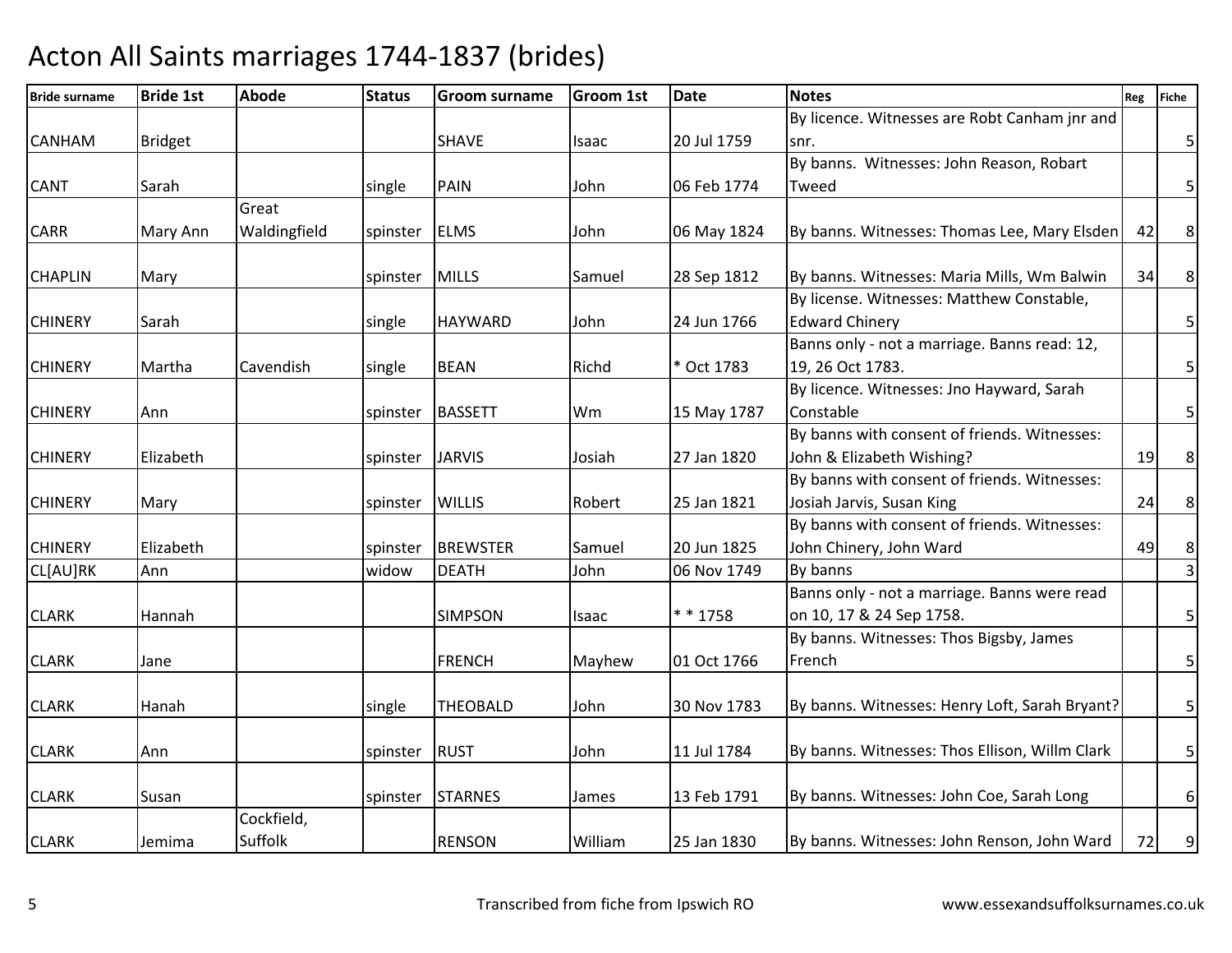# Acton All Saints marriages 1744-1837 (brides)

| Bride surname | Bride 1st | Abode | Status | Groom surname | Groom 1st | Date | Notes | Reg | Fiche |
|---|---|---|---|---|---|---|---|---|---|
| CANHAM | Bridget | | | SHAVE | Isaac | 20 Jul 1759 | By licence. Witnesses are Robt Canham jnr and snr. | | 5 |
| CANT | Sarah | | single | PAIN | John | 06 Feb 1774 | By banns. Witnesses: John Reason, Robart Tweed | | 5 |
| CARR | Mary Ann | Great Waldingfield | spinster | ELMS | John | 06 May 1824 | By banns. Witnesses: Thomas Lee, Mary Elsden | 42 | 8 |
| CHAPLIN | Mary | | spinster | MILLS | Samuel | 28 Sep 1812 | By banns. Witnesses: Maria Mills, Wm Balwin | 34 | 8 |
| CHINERY | Sarah | | single | HAYWARD | John | 24 Jun 1766 | By license. Witnesses: Matthew Constable, Edward Chinery | | 5 |
| CHINERY | Martha | Cavendish | single | BEAN | Richd | * Oct 1783 | Banns only - not a marriage. Banns read: 12, 19, 26 Oct 1783. | | 5 |
| CHINERY | Ann | | spinster | BASSETT | Wm | 15 May 1787 | By licence. Witnesses: Jno Hayward, Sarah Constable | | 5 |
| CHINERY | Elizabeth | | spinster | JARVIS | Josiah | 27 Jan 1820 | By banns with consent of friends. Witnesses: John & Elizabeth Wishing? | 19 | 8 |
| CHINERY | Mary | | spinster | WILLIS | Robert | 25 Jan 1821 | By banns with consent of friends. Witnesses: Josiah Jarvis, Susan King | 24 | 8 |
| CHINERY | Elizabeth | | spinster | BREWSTER | Samuel | 20 Jun 1825 | By banns with consent of friends. Witnesses: John Chinery, John Ward | 49 | 8 |
| CL[AU]RK | Ann | | widow | DEATH | John | 06 Nov 1749 | By banns | | 3 |
| CLARK | Hannah | | | SIMPSON | Isaac | * * 1758 | Banns only - not a marriage. Banns were read on 10, 17 & 24 Sep 1758. | | 5 |
| CLARK | Jane | | | FRENCH | Mayhew | 01 Oct 1766 | By banns. Witnesses: Thos Bigsby, James French | | 5 |
| CLARK | Hanah | | single | THEOBALD | John | 30 Nov 1783 | By banns. Witnesses: Henry Loft, Sarah Bryant? | | 5 |
| CLARK | Ann | | spinster | RUST | John | 11 Jul 1784 | By banns. Witnesses: Thos Ellison, Willm Clark | | 5 |
| CLARK | Susan | | spinster | STARNES | James | 13 Feb 1791 | By banns. Witnesses: John Coe, Sarah Long | | 6 |
| CLARK | Jemima | Cockfield, Suffolk | | RENSON | William | 25 Jan 1830 | By banns. Witnesses: John Renson, John Ward | 72 | 9 |

Transcribed from fiche from Ipswich RO www.essexandsuffolksurnames.co.uk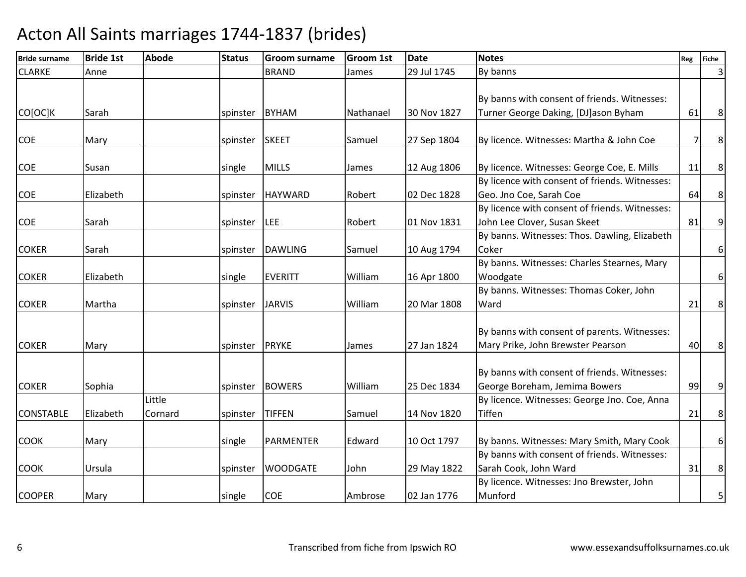# Acton All Saints marriages 1744-1837 (brides)

| Bride surname | Bride 1st | Abode | Status | Groom surname | Groom 1st | Date | Notes | Reg | Fiche |
|---|---|---|---|---|---|---|---|---|---|
| CLARKE | Anne | | | BRAND | James | 29 Jul 1745 | By banns | | 3 |
| CO[OC]K | Sarah | | spinster | BYHAM | Nathanael | 30 Nov 1827 | By banns with consent of friends. Witnesses: Turner George Daking, [DJ]ason Byham | 61 | 8 |
| COE | Mary | | spinster | SKEET | Samuel | 27 Sep 1804 | By licence. Witnesses: Martha & John Coe | 7 | 8 |
| COE | Susan | | single | MILLS | James | 12 Aug 1806 | By licence. Witnesses: George Coe, E. Mills | 11 | 8 |
| COE | Elizabeth | | spinster | HAYWARD | Robert | 02 Dec 1828 | By licence with consent of friends. Witnesses: Geo. Jno Coe, Sarah Coe | 64 | 8 |
| COE | Sarah | | spinster | LEE | Robert | 01 Nov 1831 | By licence with consent of friends. Witnesses: John Lee Clover, Susan Skeet | 81 | 9 |
| COKER | Sarah | | spinster | DAWLING | Samuel | 10 Aug 1794 | By banns. Witnesses: Thos. Dawling, Elizabeth Coker | | 6 |
| COKER | Elizabeth | | single | EVERITT | William | 16 Apr 1800 | By banns. Witnesses: Charles Stearnes, Mary Woodgate | | 6 |
| COKER | Martha | | spinster | JARVIS | William | 20 Mar 1808 | By banns. Witnesses: Thomas Coker, John Ward | 21 | 8 |
| COKER | Mary | | spinster | PRYKE | James | 27 Jan 1824 | By banns with consent of parents. Witnesses: Mary Prike, John Brewster Pearson | 40 | 8 |
| COKER | Sophia | | spinster | BOWERS | William | 25 Dec 1834 | By banns with consent of friends. Witnesses: George Boreham, Jemima Bowers | 99 | 9 |
| CONSTABLE | Elizabeth | Little Cornard | spinster | TIFFEN | Samuel | 14 Nov 1820 | By licence. Witnesses: George Jno. Coe, Anna Tiffen | 21 | 8 |
| COOK | Mary | | single | PARMENTER | Edward | 10 Oct 1797 | By banns. Witnesses: Mary Smith, Mary Cook | | 6 |
| COOK | Ursula | | spinster | WOODGATE | John | 29 May 1822 | By banns with consent of friends. Witnesses: Sarah Cook, John Ward | 31 | 8 |
| COOPER | Mary | | single | COE | Ambrose | 02 Jan 1776 | By licence. Witnesses: Jno Brewster, John Munford | | 5 |

Transcribed from fiche from Ipswich RO

www.essexandsuffolksurnames.co.uk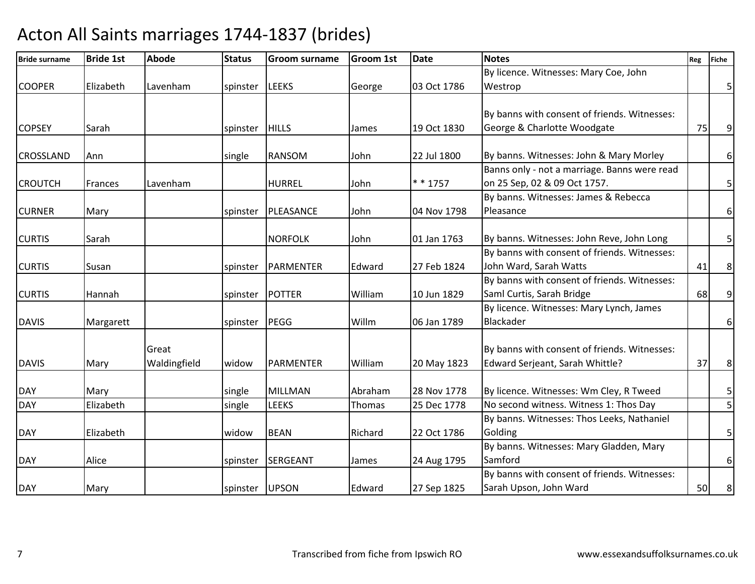# Acton All Saints marriages 1744-1837 (brides)

| Bride surname | Bride 1st | Abode | Status | Groom surname | Groom 1st | Date | Notes | Reg | Fiche |
|---|---|---|---|---|---|---|---|---|---|
| COOPER | Elizabeth | Lavenham | spinster | LEEKS | George | 03 Oct 1786 | By licence. Witnesses: Mary Coe, John Westrop | | 5 |
| COPSEY | Sarah | | spinster | HILLS | James | 19 Oct 1830 | By banns with consent of friends. Witnesses: George & Charlotte Woodgate | 75 | 9 |
| CROSSLAND | Ann | | single | RANSOM | John | 22 Jul 1800 | By banns. Witnesses: John & Mary Morley | | 6 |
| CROUTCH | Frances | Lavenham | | HURREL | John | * * 1757 | Banns only - not a marriage. Banns were read on 25 Sep, 02 & 09 Oct 1757. | | 5 |
| CURNER | Mary | | spinster | PLEASANCE | John | 04 Nov 1798 | By banns. Witnesses: James & Rebecca Pleasance | | 6 |
| CURTIS | Sarah | | | NORFOLK | John | 01 Jan 1763 | By banns. Witnesses: John Reve, John Long | | 5 |
| CURTIS | Susan | | spinster | PARMENTER | Edward | 27 Feb 1824 | By banns with consent of friends. Witnesses: John Ward, Sarah Watts | 41 | 8 |
| CURTIS | Hannah | | spinster | POTTER | William | 10 Jun 1829 | By banns with consent of friends. Witnesses: Saml Curtis, Sarah Bridge | 68 | 9 |
| DAVIS | Margarett | | spinster | PEGG | Willm | 06 Jan 1789 | By licence. Witnesses: Mary Lynch, James Blackader | | 6 |
| DAVIS | Mary | Great Waldingfield | widow | PARMENTER | William | 20 May 1823 | By banns with consent of friends. Witnesses: Edward Serjeant, Sarah Whittle? | 37 | 8 |
| DAY | Mary | | single | MILLMAN | Abraham | 28 Nov 1778 | By licence. Witnesses: Wm Cley, R Tweed | | 5 |
| DAY | Elizabeth | | single | LEEKS | Thomas | 25 Dec 1778 | No second witness. Witness 1: Thos Day | | 5 |
| DAY | Elizabeth | | widow | BEAN | Richard | 22 Oct 1786 | By banns. Witnesses: Thos Leeks, Nathaniel Golding | | 5 |
| DAY | Alice | | spinster | SERGEANT | James | 24 Aug 1795 | By banns. Witnesses: Mary Gladden, Mary Samford | | 6 |
| DAY | Mary | | spinster | UPSON | Edward | 27 Sep 1825 | By banns with consent of friends. Witnesses: Sarah Upson, John Ward | 50 | 8 |

Transcribed from fiche from Ipswich RO

www.essexandsuffolksurnames.co.uk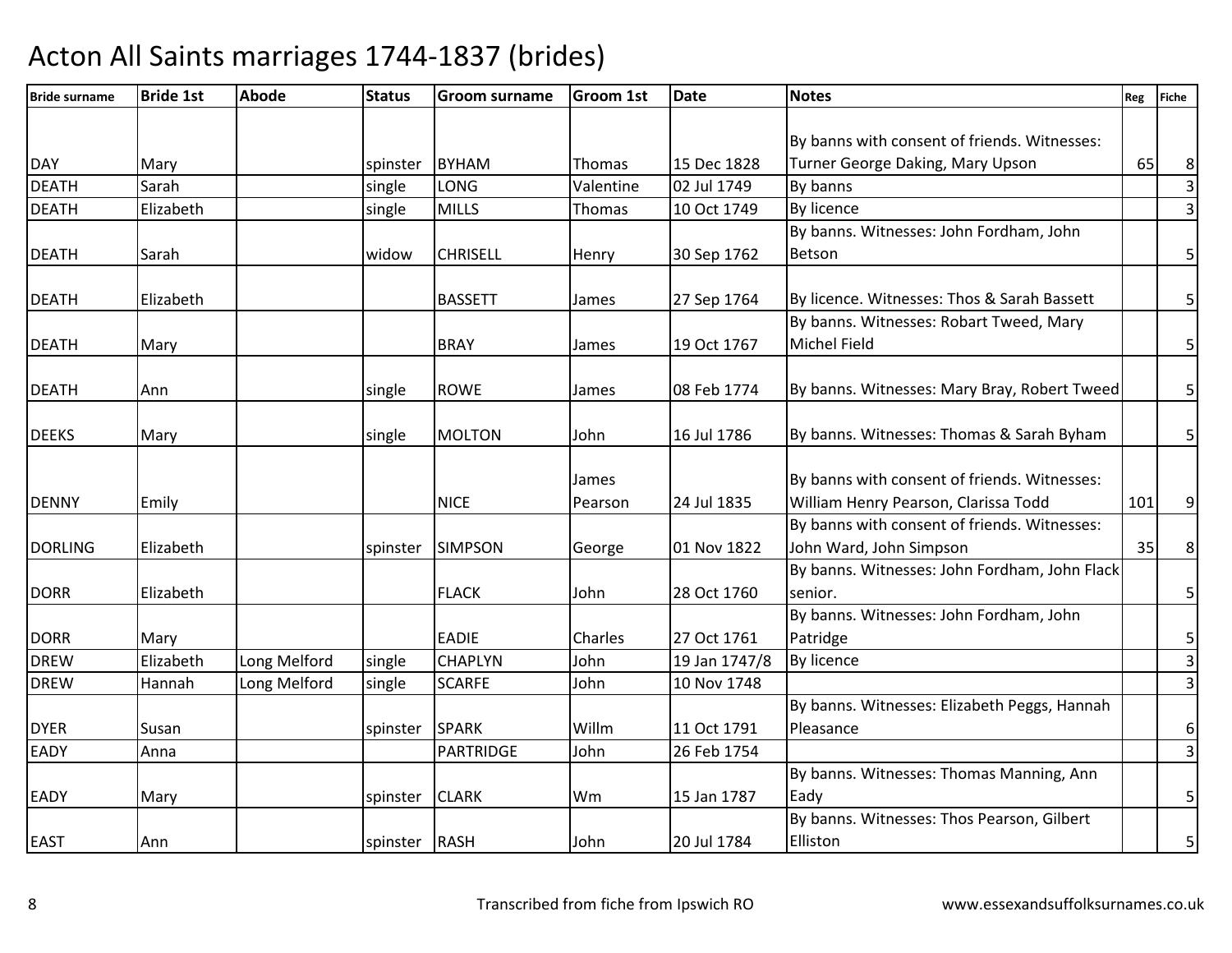# Acton All Saints marriages 1744-1837 (brides)

| Bride surname | Bride 1st | Abode | Status | Groom surname | Groom 1st | Date | Notes | Reg | Fiche |
|---|---|---|---|---|---|---|---|---|---|
| DAY | Mary | | spinster | BYHAM | Thomas | 15 Dec 1828 | By banns with consent of friends. Witnesses: Turner George Daking, Mary Upson | 65 | 8 |
| DEATH | Sarah | | single | LONG | Valentine | 02 Jul 1749 | By banns | | 3 |
| DEATH | Elizabeth | | single | MILLS | Thomas | 10 Oct 1749 | By licence | | 3 |
| DEATH | Sarah | | widow | CHRISELL | Henry | 30 Sep 1762 | By banns. Witnesses: John Fordham, John Betson | | 5 |
| DEATH | Elizabeth | | | BASSETT | James | 27 Sep 1764 | By licence. Witnesses: Thos & Sarah Bassett | | 5 |
| DEATH | Mary | | | BRAY | James | 19 Oct 1767 | By banns. Witnesses: Robart Tweed, Mary Michel Field | | 5 |
| DEATH | Ann | | single | ROWE | James | 08 Feb 1774 | By banns. Witnesses: Mary Bray, Robert Tweed | | 5 |
| DEEKS | Mary | | single | MOLTON | John | 16 Jul 1786 | By banns. Witnesses: Thomas & Sarah Byham | | 5 |
| DENNY | Emily | | | NICE | James Pearson | 24 Jul 1835 | By banns with consent of friends. Witnesses: William Henry Pearson, Clarissa Todd | 101 | 9 |
| DORLING | Elizabeth | | spinster | SIMPSON | George | 01 Nov 1822 | By banns with consent of friends. Witnesses: John Ward, John Simpson | 35 | 8 |
| DORR | Elizabeth | | | FLACK | John | 28 Oct 1760 | By banns. Witnesses: John Fordham, John Flack senior. | | 5 |
| DORR | Mary | | | EADIE | Charles | 27 Oct 1761 | By banns. Witnesses: John Fordham, John Patridge | | 5 |
| DREW | Elizabeth | Long Melford | single | CHAPLYN | John | 19 Jan 1747/8 | By licence | | 3 |
| DREW | Hannah | Long Melford | single | SCARFE | John | 10 Nov 1748 | | | 3 |
| DYER | Susan | | spinster | SPARK | Willm | 11 Oct 1791 | By banns. Witnesses: Elizabeth Peggs, Hannah Pleasance | | 6 |
| EADY | Anna | | | PARTRIDGE | John | 26 Feb 1754 | | | 3 |
| EADY | Mary | | spinster | CLARK | Wm | 15 Jan 1787 | By banns. Witnesses: Thomas Manning, Ann Eady | | 5 |
| EAST | Ann | | spinster | RASH | John | 20 Jul 1784 | By banns. Witnesses: Thos Pearson, Gilbert Elliston | | 5 |

Transcribed from fiche from Ipswich RO

www.essexandsuffolksurnames.co.uk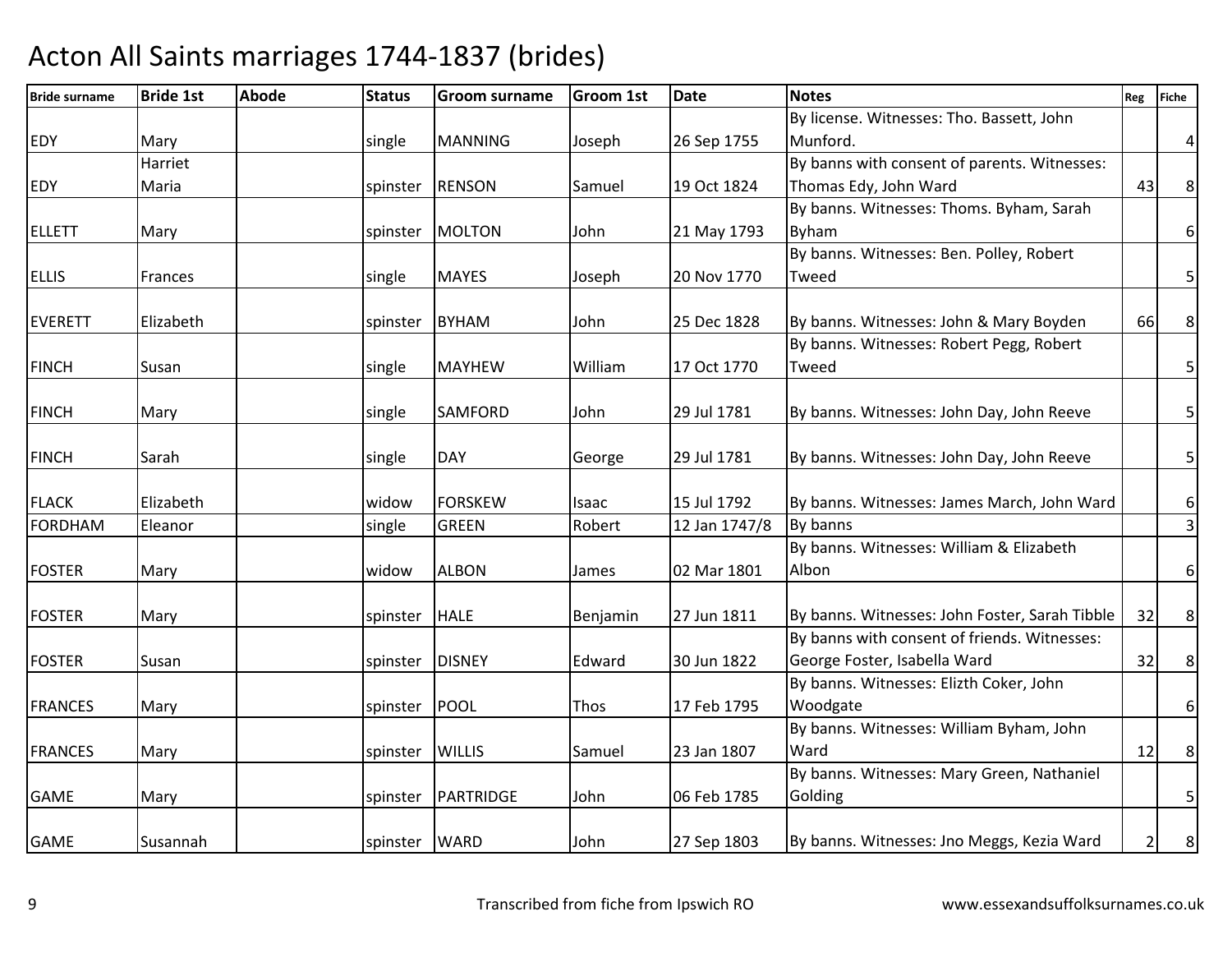# Acton All Saints marriages 1744-1837 (brides)

| Bride surname | Bride 1st | Abode | Status | Groom surname | Groom 1st | Date | Notes | Reg | Fiche |
|---|---|---|---|---|---|---|---|---|---|
| EDY | Mary | | single | MANNING | Joseph | 26 Sep 1755 | By license. Witnesses: Tho. Bassett, John Munford. | | 4 |
| EDY | Harriet Maria | | spinster | RENSON | Samuel | 19 Oct 1824 | By banns with consent of parents. Witnesses: Thomas Edy, John Ward | 43 | 8 |
| ELLETT | Mary | | spinster | MOLTON | John | 21 May 1793 | By banns. Witnesses: Thoms. Byham, Sarah Byham | | 6 |
| ELLIS | Frances | | single | MAYES | Joseph | 20 Nov 1770 | By banns. Witnesses: Ben. Polley, Robert Tweed | | 5 |
| EVERETT | Elizabeth | | spinster | BYHAM | John | 25 Dec 1828 | By banns. Witnesses: John & Mary Boyden | 66 | 8 |
| FINCH | Susan | | single | MAYHEW | William | 17 Oct 1770 | By banns. Witnesses: Robert Pegg, Robert Tweed | | 5 |
| FINCH | Mary | | single | SAMFORD | John | 29 Jul 1781 | By banns. Witnesses: John Day, John Reeve | | 5 |
| FINCH | Sarah | | single | DAY | George | 29 Jul 1781 | By banns. Witnesses: John Day, John Reeve | | 5 |
| FLACK | Elizabeth | | widow | FORSKEW | Isaac | 15 Jul 1792 | By banns. Witnesses: James March, John Ward | | 6 |
| FORDHAM | Eleanor | | single | GREEN | Robert | 12 Jan 1747/8 | By banns | | 3 |
| FOSTER | Mary | | widow | ALBON | James | 02 Mar 1801 | By banns. Witnesses: William & Elizabeth Albon | | 6 |
| FOSTER | Mary | | spinster | HALE | Benjamin | 27 Jun 1811 | By banns. Witnesses: John Foster, Sarah Tibble | 32 | 8 |
| FOSTER | Susan | | spinster | DISNEY | Edward | 30 Jun 1822 | By banns with consent of friends. Witnesses: George Foster, Isabella Ward | 32 | 8 |
| FRANCES | Mary | | spinster | POOL | Thos | 17 Feb 1795 | By banns. Witnesses: Elizth Coker, John Woodgate | | 6 |
| FRANCES | Mary | | spinster | WILLIS | Samuel | 23 Jan 1807 | By banns. Witnesses: William Byham, John Ward | 12 | 8 |
| GAME | Mary | | spinster | PARTRIDGE | John | 06 Feb 1785 | By banns. Witnesses: Mary Green, Nathaniel Golding | | 5 |
| GAME | Susannah | | spinster | WARD | John | 27 Sep 1803 | By banns. Witnesses: Jno Meggs, Kezia Ward | 2 | 8 |

Transcribed from fiche from Ipswich RO www.essexandsuffolksurnames.co.uk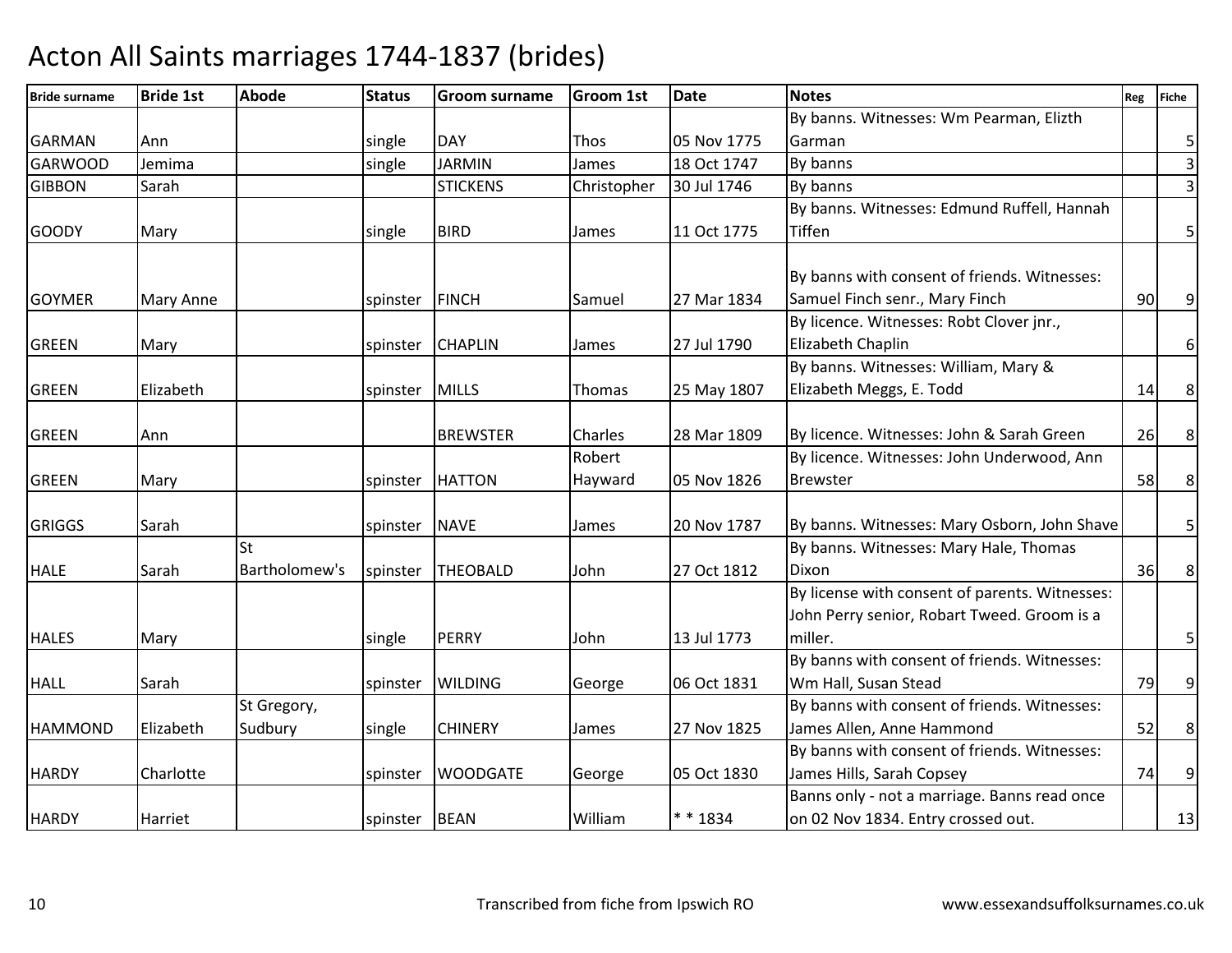# Acton All Saints marriages 1744-1837 (brides)

| Bride surname | Bride 1st | Abode | Status | Groom surname | Groom 1st | Date | Notes | Reg | Fiche |
|---|---|---|---|---|---|---|---|---|---|
| GARMAN | Ann | | single | DAY | Thos | 05 Nov 1775 | By banns. Witnesses: Wm Pearman, Elizth Garman | | 5 |
| GARWOOD | Jemima | | single | JARMIN | James | 18 Oct 1747 | By banns | | 3 |
| GIBBON | Sarah | | | STICKENS | Christopher | 30 Jul 1746 | By banns | | 3 |
| GOODY | Mary | | single | BIRD | James | 11 Oct 1775 | By banns. Witnesses: Edmund Ruffell, Hannah Tiffen | | 5 |
| GOYMER | Mary Anne | | spinster | FINCH | Samuel | 27 Mar 1834 | By banns with consent of friends. Witnesses: Samuel Finch senr., Mary Finch | 90 | 9 |
| GREEN | Mary | | spinster | CHAPLIN | James | 27 Jul 1790 | By licence. Witnesses: Robt Clover jnr., Elizabeth Chaplin | | 6 |
| GREEN | Elizabeth | | spinster | MILLS | Thomas | 25 May 1807 | By banns. Witnesses: William, Mary & Elizabeth Meggs, E. Todd | 14 | 8 |
| GREEN | Ann | | | BREWSTER | Charles | 28 Mar 1809 | By licence. Witnesses: John & Sarah Green | 26 | 8 |
| GREEN | Mary | | spinster | HATTON | Robert Hayward | 05 Nov 1826 | By licence. Witnesses: John Underwood, Ann Brewster | 58 | 8 |
| GRIGGS | Sarah | | spinster | NAVE | James | 20 Nov 1787 | By banns. Witnesses: Mary Osborn, John Shave | | 5 |
| HALE | Sarah | St Bartholomew's | spinster | THEOBALD | John | 27 Oct 1812 | By banns. Witnesses: Mary Hale, Thomas Dixon | 36 | 8 |
| HALES | Mary | | single | PERRY | John | 13 Jul 1773 | By license with consent of parents. Witnesses: John Perry senior, Robart Tweed. Groom is a miller. | | 5 |
| HALL | Sarah | | spinster | WILDING | George | 06 Oct 1831 | By banns with consent of friends. Witnesses: Wm Hall, Susan Stead | 79 | 9 |
| HAMMOND | Elizabeth | St Gregory, Sudbury | single | CHINERY | James | 27 Nov 1825 | By banns with consent of friends. Witnesses: James Allen, Anne Hammond | 52 | 8 |
| HARDY | Charlotte | | spinster | WOODGATE | George | 05 Oct 1830 | By banns with consent of friends. Witnesses: James Hills, Sarah Copsey | 74 | 9 |
| HARDY | Harriet | | spinster | BEAN | William | * * 1834 | Banns only - not a marriage. Banns read once on 02 Nov 1834. Entry crossed out. | | 13 |

Transcribed from fiche from Ipswich RO

www.essexandsuffolksurnames.co.uk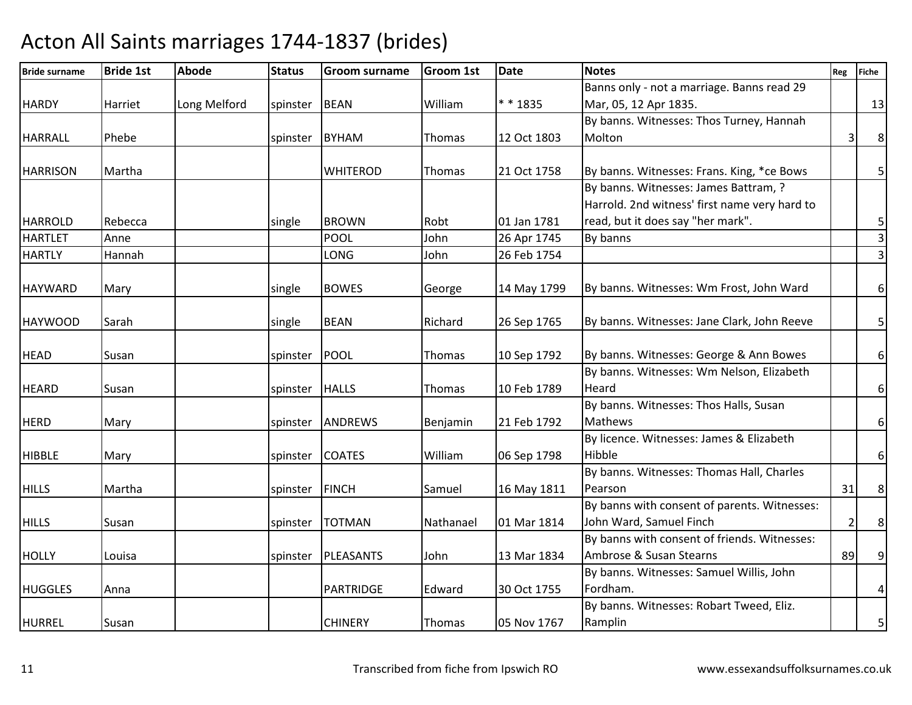# Acton All Saints marriages 1744-1837 (brides)

| Bride surname | Bride 1st | Abode | Status | Groom surname | Groom 1st | Date | Notes | Reg | Fiche |
|---|---|---|---|---|---|---|---|---|---|
| HARDY | Harriet | Long Melford | spinster | BEAN | William | * * 1835 | Banns only - not a marriage. Banns read 29 Mar, 05, 12 Apr 1835. | | 13 |
| HARRALL | Phebe | | spinster | BYHAM | Thomas | 12 Oct 1803 | By banns. Witnesses: Thos Turney, Hannah Molton | 3 | 8 |
| HARRISON | Martha | | | WHITEROD | Thomas | 21 Oct 1758 | By banns. Witnesses: Frans. King, *ce Bows | | 5 |
| HARROLD | Rebecca | | single | BROWN | Robt | 01 Jan 1781 | By banns. Witnesses: James Battram, ? Harrold. 2nd witness' first name very hard to read, but it does say "her mark". | | 5 |
| HARTLET | Anne | | | POOL | John | 26 Apr 1745 | By banns | | 3 |
| HARTLY | Hannah | | | LONG | John | 26 Feb 1754 | | | 3 |
| HAYWARD | Mary | | single | BOWES | George | 14 May 1799 | By banns. Witnesses: Wm Frost, John Ward | | 6 |
| HAYWOOD | Sarah | | single | BEAN | Richard | 26 Sep 1765 | By banns. Witnesses: Jane Clark, John Reeve | | 5 |
| HEAD | Susan | | spinster | POOL | Thomas | 10 Sep 1792 | By banns. Witnesses: George & Ann Bowes | | 6 |
| HEARD | Susan | | spinster | HALLS | Thomas | 10 Feb 1789 | By banns. Witnesses: Wm Nelson, Elizabeth Heard | | 6 |
| HERD | Mary | | spinster | ANDREWS | Benjamin | 21 Feb 1792 | By banns. Witnesses: Thos Halls, Susan Mathews | | 6 |
| HIBBLE | Mary | | spinster | COATES | William | 06 Sep 1798 | By licence. Witnesses: James & Elizabeth Hibble | | 6 |
| HILLS | Martha | | spinster | FINCH | Samuel | 16 May 1811 | By banns. Witnesses: Thomas Hall, Charles Pearson | 31 | 8 |
| HILLS | Susan | | spinster | TOTMAN | Nathanael | 01 Mar 1814 | By banns with consent of parents. Witnesses: John Ward, Samuel Finch | 2 | 8 |
| HOLLY | Louisa | | spinster | PLEASANTS | John | 13 Mar 1834 | By banns with consent of friends. Witnesses: Ambrose & Susan Stearns | 89 | 9 |
| HUGGLES | Anna | | | PARTRIDGE | Edward | 30 Oct 1755 | By banns. Witnesses: Samuel Willis, John Fordham. | | 4 |
| HURREL | Susan | | | CHINERY | Thomas | 05 Nov 1767 | By banns. Witnesses: Robart Tweed, Eliz. Ramplin | | 5 |

Transcribed from fiche from Ipswich RO

www.essexandsuffolksurnames.co.uk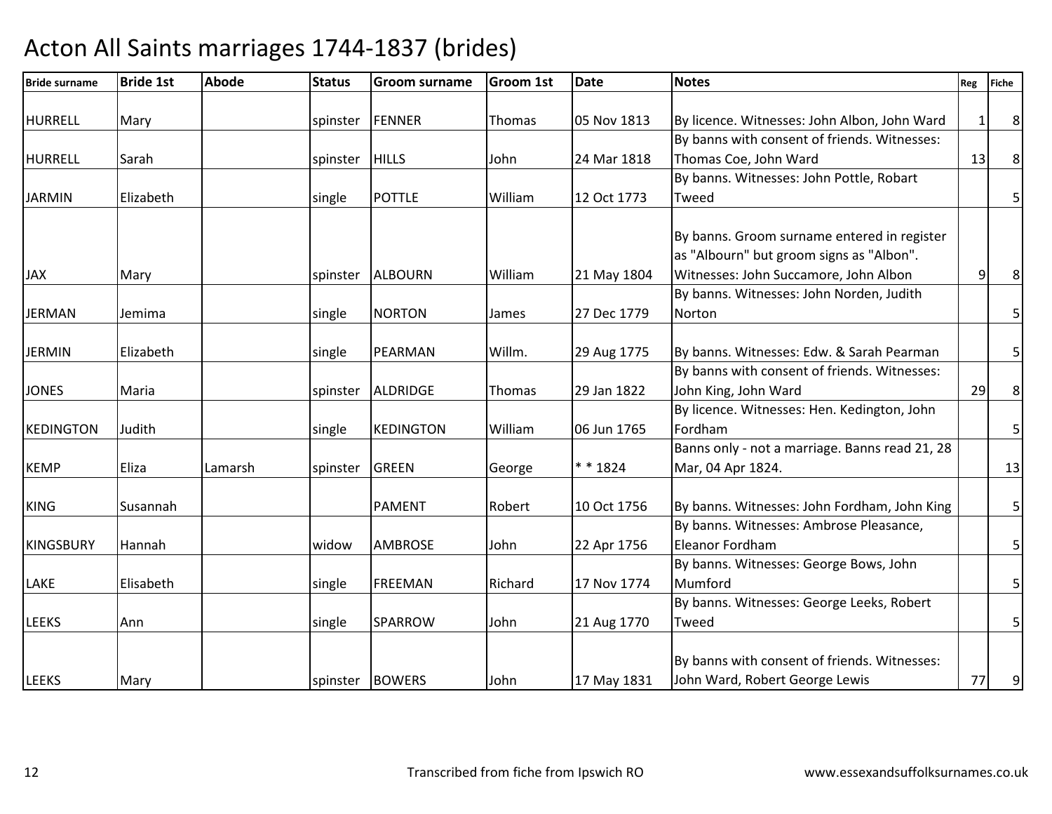# Acton All Saints marriages 1744-1837 (brides)

| Bride surname | Bride 1st | Abode | Status | Groom surname | Groom 1st | Date | Notes | Reg | Fiche |
|---|---|---|---|---|---|---|---|---|---|
| HURRELL | Mary | | spinster | FENNER | Thomas | 05 Nov 1813 | By licence. Witnesses: John Albon, John Ward | 1 | 8 |
| HURRELL | Sarah | | spinster | HILLS | John | 24 Mar 1818 | By banns with consent of friends. Witnesses: Thomas Coe, John Ward | 13 | 8 |
| JARMIN | Elizabeth | | single | POTTLE | William | 12 Oct 1773 | By banns. Witnesses: John Pottle, Robart Tweed | | 5 |
| JAX | Mary | | spinster | ALBOURN | William | 21 May 1804 | By banns. Groom surname entered in register as "Albourn" but groom signs as "Albon". Witnesses: John Succamore, John Albon | 9 | 8 |
| JERMAN | Jemima | | single | NORTON | James | 27 Dec 1779 | By banns. Witnesses: John Norden, Judith Norton | | 5 |
| JERMIN | Elizabeth | | single | PEARMAN | Willm. | 29 Aug 1775 | By banns. Witnesses: Edw. & Sarah Pearman | | 5 |
| JONES | Maria | | spinster | ALDRIDGE | Thomas | 29 Jan 1822 | By banns with consent of friends. Witnesses: John King, John Ward | 29 | 8 |
| KEDINGTON | Judith | | single | KEDINGTON | William | 06 Jun 1765 | By licence. Witnesses: Hen. Kedington, John Fordham | | 5 |
| KEMP | Eliza | Lamarsh | spinster | GREEN | George | * * 1824 | Banns only - not a marriage. Banns read 21, 28 Mar, 04 Apr 1824. | | 13 |
| KING | Susannah | | | PAMENT | Robert | 10 Oct 1756 | By banns. Witnesses: John Fordham, John King | | 5 |
| KINGSBURY | Hannah | | widow | AMBROSE | John | 22 Apr 1756 | By banns. Witnesses: Ambrose Pleasance, Eleanor Fordham | | 5 |
| LAKE | Elisabeth | | single | FREEMAN | Richard | 17 Nov 1774 | By banns. Witnesses: George Bows, John Mumford | | 5 |
| LEEKS | Ann | | single | SPARROW | John | 21 Aug 1770 | By banns. Witnesses: George Leeks, Robert Tweed | | 5 |
| LEEKS | Mary | | spinster | BOWERS | John | 17 May 1831 | By banns with consent of friends. Witnesses: John Ward, Robert George Lewis | 77 | 9 |

Transcribed from fiche from Ipswich RO

www.essexandsuffolksurnames.co.uk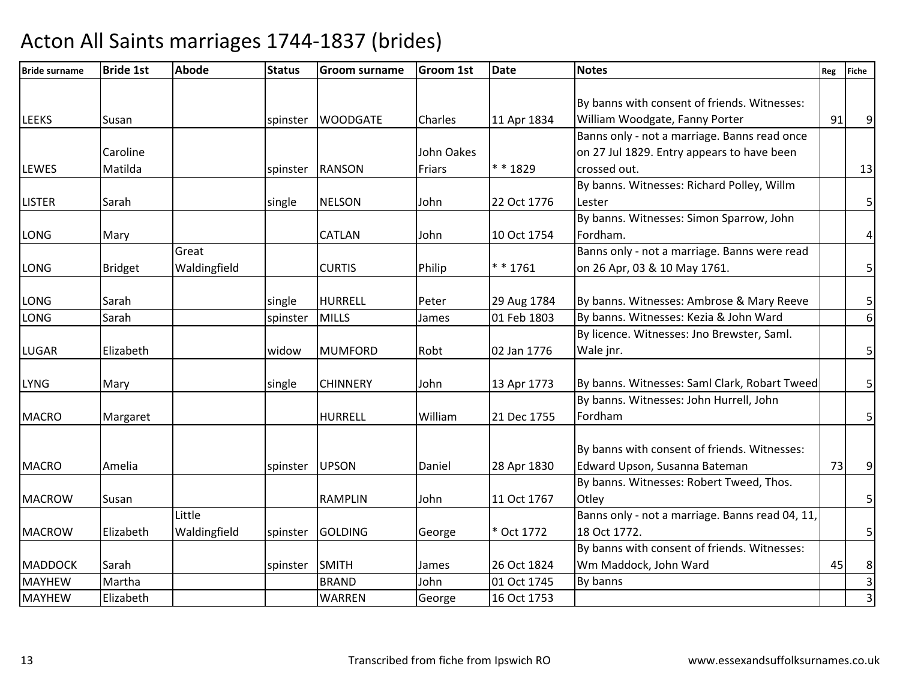# Acton All Saints marriages 1744-1837 (brides)

| Bride surname | Bride 1st | Abode | Status | Groom surname | Groom 1st | Date | Notes | Reg | Fiche |
|---|---|---|---|---|---|---|---|---|---|
| LEEKS | Susan | | spinster | WOODGATE | Charles | 11 Apr 1834 | By banns with consent of friends. Witnesses: William Woodgate, Fanny Porter | 91 | 9 |
| LEWES | Caroline Matilda | | spinster | RANSON | John Oakes Friars | * * 1829 | Banns only - not a marriage. Banns read once on 27 Jul 1829. Entry appears to have been crossed out. | | 13 |
| LISTER | Sarah | | single | NELSON | John | 22 Oct 1776 | By banns. Witnesses: Richard Polley, Willm Lester | | 5 |
| LONG | Mary | | | CATLAN | John | 10 Oct 1754 | By banns. Witnesses: Simon Sparrow, John Fordham. | | 4 |
| LONG | Bridget | Great Waldingfield | | CURTIS | Philip | * * 1761 | Banns only - not a marriage. Banns were read on 26 Apr, 03 & 10 May 1761. | | 5 |
| LONG | Sarah | | single | HURRELL | Peter | 29 Aug 1784 | By banns. Witnesses: Ambrose & Mary Reeve | | 5 |
| LONG | Sarah | | spinster | MILLS | James | 01 Feb 1803 | By banns. Witnesses: Kezia & John Ward | | 6 |
| LUGAR | Elizabeth | | widow | MUMFORD | Robt | 02 Jan 1776 | By licence. Witnesses: Jno Brewster, Saml. Wale jnr. | | 5 |
| LYNG | Mary | | single | CHINNERY | John | 13 Apr 1773 | By banns. Witnesses: Saml Clark, Robart Tweed | | 5 |
| MACRO | Margaret | | | HURRELL | William | 21 Dec 1755 | By banns. Witnesses: John Hurrell, John Fordham | | 5 |
| MACRO | Amelia | | spinster | UPSON | Daniel | 28 Apr 1830 | By banns with consent of friends. Witnesses: Edward Upson, Susanna Bateman | 73 | 9 |
| MACROW | Susan | | | RAMPLIN | John | 11 Oct 1767 | By banns. Witnesses: Robert Tweed, Thos. Otley | | 5 |
| MACROW | Elizabeth | Little Waldingfield | spinster | GOLDING | George | * Oct 1772 | Banns only - not a marriage. Banns read 04, 11, 18 Oct 1772. | | 5 |
| MADDOCK | Sarah | | spinster | SMITH | James | 26 Oct 1824 | By banns with consent of friends. Witnesses: Wm Maddock, John Ward | 45 | 8 |
| MAYHEW | Martha | | | BRAND | John | 01 Oct 1745 | By banns | | 3 |
| MAYHEW | Elizabeth | | | WARREN | George | 16 Oct 1753 | | | 3 |

Transcribed from fiche from Ipswich RO

www.essexandsuffolksurnames.co.uk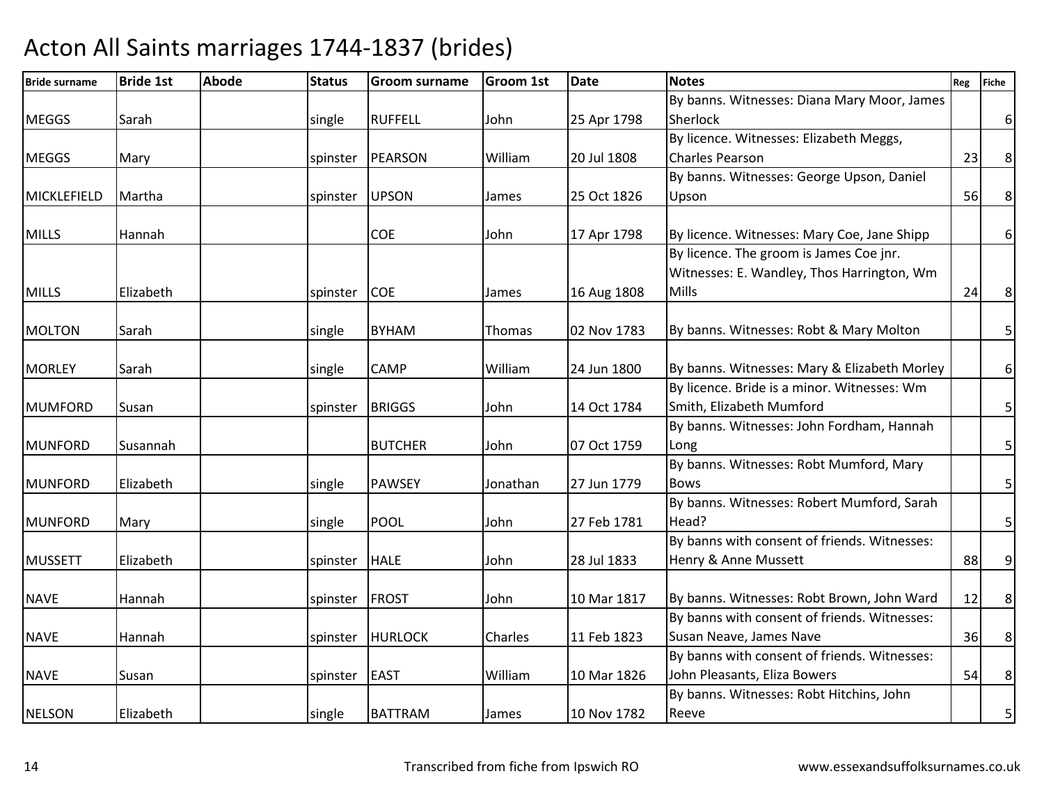# Acton All Saints marriages 1744-1837 (brides)

| Bride surname | Bride 1st | Abode | Status | Groom surname | Groom 1st | Date | Notes | Reg | Fiche |
|---|---|---|---|---|---|---|---|---|---|
| MEGGS | Sarah | | single | RUFFELL | John | 25 Apr 1798 | By banns. Witnesses: Diana Mary Moor, James Sherlock | | 6 |
| MEGGS | Mary | | spinster | PEARSON | William | 20 Jul 1808 | By licence. Witnesses: Elizabeth Meggs, Charles Pearson | 23 | 8 |
| MICKLEFIELD | Martha | | spinster | UPSON | James | 25 Oct 1826 | By banns. Witnesses: George Upson, Daniel Upson | 56 | 8 |
| MILLS | Hannah | | | COE | John | 17 Apr 1798 | By licence. Witnesses: Mary Coe, Jane Shipp | | 6 |
| MILLS | Elizabeth | | spinster | COE | James | 16 Aug 1808 | By licence. The groom is James Coe jnr. Witnesses: E. Wandley, Thos Harrington, Wm Mills | 24 | 8 |
| MOLTON | Sarah | | single | BYHAM | Thomas | 02 Nov 1783 | By banns. Witnesses: Robt & Mary Molton | | 5 |
| MORLEY | Sarah | | single | CAMP | William | 24 Jun 1800 | By banns. Witnesses: Mary & Elizabeth Morley | | 6 |
| MUMFORD | Susan | | spinster | BRIGGS | John | 14 Oct 1784 | By licence. Bride is a minor. Witnesses: Wm Smith, Elizabeth Mumford | | 5 |
| MUNFORD | Susannah | | | BUTCHER | John | 07 Oct 1759 | By banns. Witnesses: John Fordham, Hannah Long | | 5 |
| MUNFORD | Elizabeth | | single | PAWSEY | Jonathan | 27 Jun 1779 | By banns. Witnesses: Robt Mumford, Mary Bows | | 5 |
| MUNFORD | Mary | | single | POOL | John | 27 Feb 1781 | By banns. Witnesses: Robert Mumford, Sarah Head? | | 5 |
| MUSSETT | Elizabeth | | spinster | HALE | John | 28 Jul 1833 | By banns with consent of friends. Witnesses: Henry & Anne Mussett | 88 | 9 |
| NAVE | Hannah | | spinster | FROST | John | 10 Mar 1817 | By banns. Witnesses: Robt Brown, John Ward | 12 | 8 |
| NAVE | Hannah | | spinster | HURLOCK | Charles | 11 Feb 1823 | By banns with consent of friends. Witnesses: Susan Neave, James Nave | 36 | 8 |
| NAVE | Susan | | spinster | EAST | William | 10 Mar 1826 | By banns with consent of friends. Witnesses: John Pleasants, Eliza Bowers | 54 | 8 |
| NELSON | Elizabeth | | single | BATTRAM | James | 10 Nov 1782 | By banns. Witnesses: Robt Hitchins, John Reeve | | 5 |

Transcribed from fiche from Ipswich RO

www.essexandsuffolksurnames.co.uk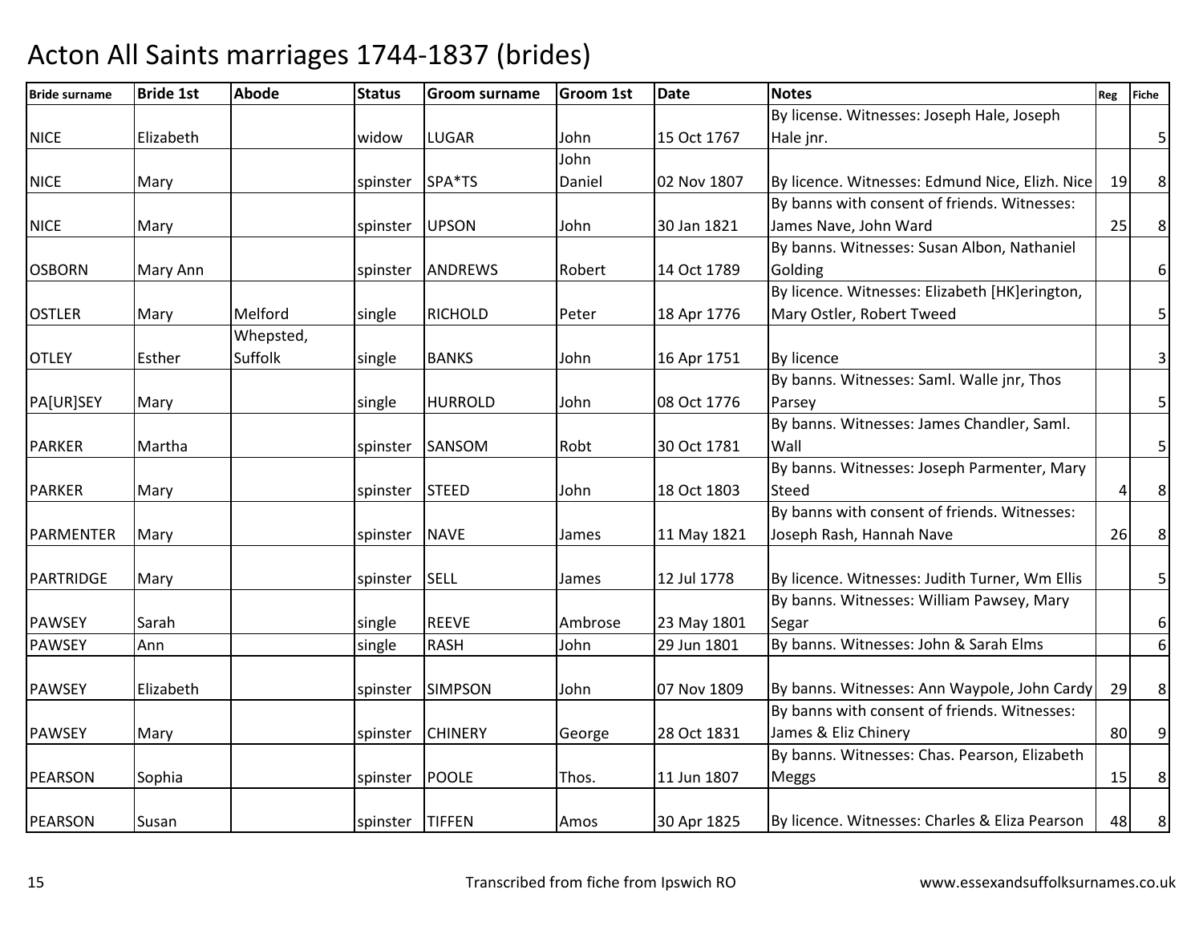# Acton All Saints marriages 1744-1837 (brides)

| Bride surname | Bride 1st | Abode | Status | Groom surname | Groom 1st | Date | Notes | Reg | Fiche |
|---|---|---|---|---|---|---|---|---|---|
| NICE | Elizabeth | | widow | LUGAR | John | 15 Oct 1767 | By license. Witnesses: Joseph Hale, Joseph Hale jnr. | | 5 |
| NICE | Mary | | spinster | SPA*TS | John Daniel | 02 Nov 1807 | By licence. Witnesses: Edmund Nice, Elizh. Nice | 19 | 8 |
| NICE | Mary | | spinster | UPSON | John | 30 Jan 1821 | By banns with consent of friends. Witnesses: James Nave, John Ward | 25 | 8 |
| OSBORN | Mary Ann | | spinster | ANDREWS | Robert | 14 Oct 1789 | By banns. Witnesses: Susan Albon, Nathaniel Golding | | 6 |
| OSTLER | Mary | Melford | single | RICHOLD | Peter | 18 Apr 1776 | By licence. Witnesses: Elizabeth [HK]erington, Mary Ostler, Robert Tweed | | 5 |
| OTLEY | Esther | Whepsted, Suffolk | single | BANKS | John | 16 Apr 1751 | By licence | | 3 |
| PA[UR]SEY | Mary | | single | HURROLD | John | 08 Oct 1776 | By banns. Witnesses: Saml. Walle jnr, Thos Parsey | | 5 |
| PARKER | Martha | | spinster | SANSOM | Robt | 30 Oct 1781 | By banns. Witnesses: James Chandler, Saml. Wall | | 5 |
| PARKER | Mary | | spinster | STEED | John | 18 Oct 1803 | By banns. Witnesses: Joseph Parmenter, Mary Steed | 4 | 8 |
| PARMENTER | Mary | | spinster | NAVE | James | 11 May 1821 | By banns with consent of friends. Witnesses: Joseph Rash, Hannah Nave | 26 | 8 |
| PARTRIDGE | Mary | | spinster | SELL | James | 12 Jul 1778 | By licence. Witnesses: Judith Turner, Wm Ellis | | 5 |
| PAWSEY | Sarah | | single | REEVE | Ambrose | 23 May 1801 | By banns. Witnesses: William Pawsey, Mary Segar | | 6 |
| PAWSEY | Ann | | single | RASH | John | 29 Jun 1801 | By banns. Witnesses: John & Sarah Elms | | 6 |
| PAWSEY | Elizabeth | | spinster | SIMPSON | John | 07 Nov 1809 | By banns. Witnesses: Ann Waypole, John Cardy | 29 | 8 |
| PAWSEY | Mary | | spinster | CHINERY | George | 28 Oct 1831 | By banns with consent of friends. Witnesses: James & Eliz Chinery | 80 | 9 |
| PEARSON | Sophia | | spinster | POOLE | Thos. | 11 Jun 1807 | By banns. Witnesses: Chas. Pearson, Elizabeth Meggs | 15 | 8 |
| PEARSON | Susan | | spinster | TIFFEN | Amos | 30 Apr 1825 | By licence. Witnesses: Charles & Eliza Pearson | 48 | 8 |

Transcribed from fiche from Ipswich RO

www.essexandsuffolksurnames.co.uk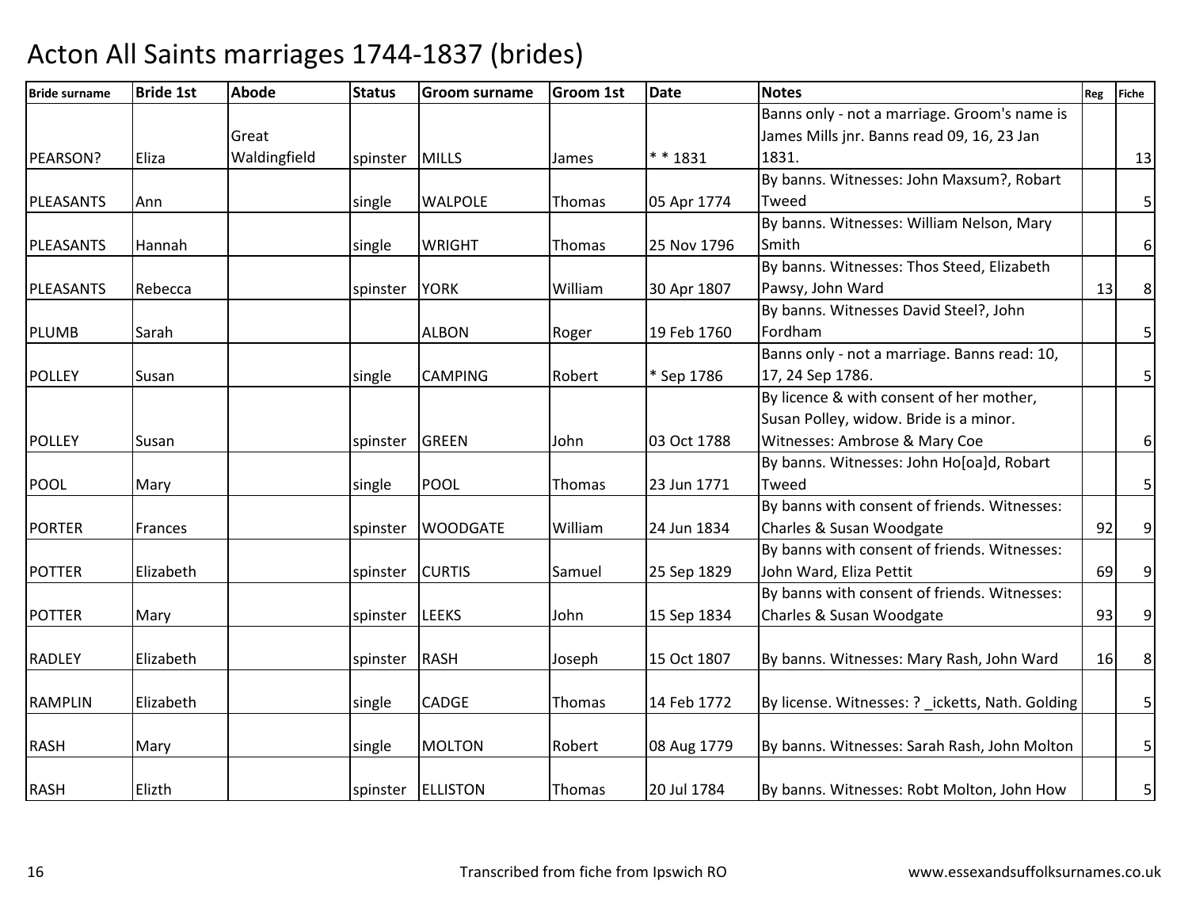# Acton All Saints marriages 1744-1837 (brides)

| Bride surname | Bride 1st | Abode | Status | Groom surname | Groom 1st | Date | Notes | Reg | Fiche |
|---|---|---|---|---|---|---|---|---|---|
| PEARSON? | Eliza | Great Waldingfield | spinster | MILLS | James | * * 1831 | Banns only - not a marriage. Groom's name is James Mills jnr. Banns read 09, 16, 23 Jan 1831. | | 13 |
| PLEASANTS | Ann | | single | WALPOLE | Thomas | 05 Apr 1774 | By banns. Witnesses: John Maxsum?, Robert Tweed | | 5 |
| PLEASANTS | Hannah | | single | WRIGHT | Thomas | 25 Nov 1796 | By banns. Witnesses: William Nelson, Mary Smith | | 6 |
| PLEASANTS | Rebecca | | spinster | YORK | William | 30 Apr 1807 | By banns. Witnesses: Thos Steed, Elizabeth Pawsy, John Ward | 13 | 8 |
| PLUMB | Sarah | | | ALBON | Roger | 19 Feb 1760 | By banns. Witnesses David Steel?, John Fordham | | 5 |
| POLLEY | Susan | | single | CAMPING | Robert | * Sep 1786 | Banns only - not a marriage. Banns read: 10, 17, 24 Sep 1786. | | 5 |
| POLLEY | Susan | | spinster | GREEN | John | 03 Oct 1788 | By licence & with consent of her mother, Susan Polley, widow. Bride is a minor. Witnesses: Ambrose & Mary Coe | | 6 |
| POOL | Mary | | single | POOL | Thomas | 23 Jun 1771 | By banns. Witnesses: John Ho[oa]d, Robert Tweed | | 5 |
| PORTER | Frances | | spinster | WOODGATE | William | 24 Jun 1834 | By banns with consent of friends. Witnesses: Charles & Susan Woodgate | 92 | 9 |
| POTTER | Elizabeth | | spinster | CURTIS | Samuel | 25 Sep 1829 | By banns with consent of friends. Witnesses: John Ward, Eliza Pettit | 69 | 9 |
| POTTER | Mary | | spinster | LEEKS | John | 15 Sep 1834 | By banns with consent of friends. Witnesses: Charles & Susan Woodgate | 93 | 9 |
| RADLEY | Elizabeth | | spinster | RASH | Joseph | 15 Oct 1807 | By banns. Witnesses: Mary Rash, John Ward | 16 | 8 |
| RAMPLIN | Elizabeth | | single | CADGE | Thomas | 14 Feb 1772 | By license. Witnesses: ? _icketts, Nath. Golding | | 5 |
| RASH | Mary | | single | MOLTON | Robert | 08 Aug 1779 | By banns. Witnesses: Sarah Rash, John Molton | | 5 |
| RASH | Elizth | | spinster | ELLISTON | Thomas | 20 Jul 1784 | By banns. Witnesses: Robt Molton, John How | | 5 |

Transcribed from fiche from Ipswich RO

www.essexandsuffolksurnames.co.uk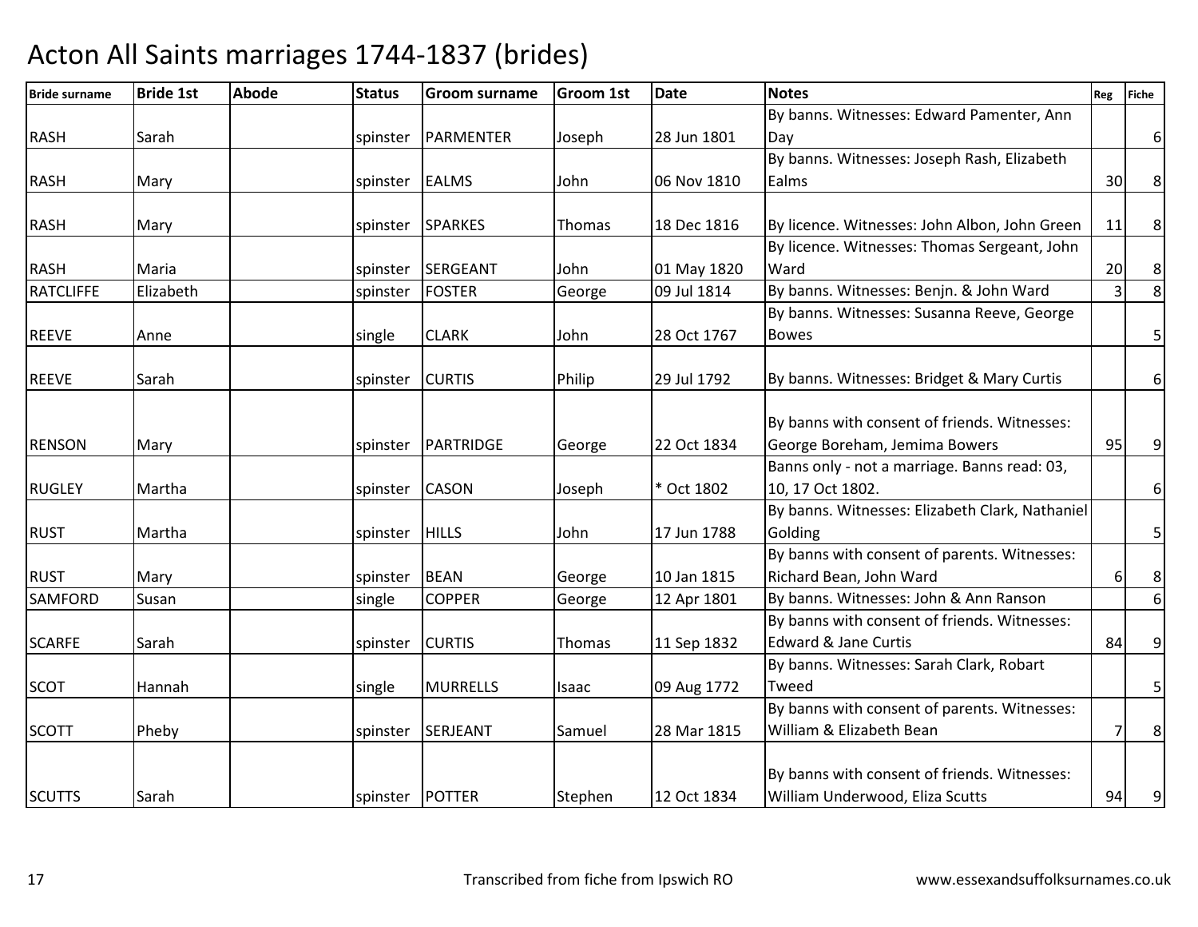# Acton All Saints marriages 1744-1837 (brides)

| Bride surname | Bride 1st | Abode | Status | Groom surname | Groom 1st | Date | Notes | Reg | Fiche |
|---|---|---|---|---|---|---|---|---|---|
| RASH | Sarah | | spinster | PARMENTER | Joseph | 28 Jun 1801 | By banns. Witnesses: Edward Pamenter, Ann Day | | 6 |
| RASH | Mary | | spinster | EALMS | John | 06 Nov 1810 | By banns. Witnesses: Joseph Rash, Elizabeth Ealms | 30 | 8 |
| RASH | Mary | | spinster | SPARKES | Thomas | 18 Dec 1816 | By licence. Witnesses: John Albon, John Green | 11 | 8 |
| RASH | Maria | | spinster | SERGEANT | John | 01 May 1820 | By licence. Witnesses: Thomas Sergeant, John Ward | 20 | 8 |
| RATCLIFFE | Elizabeth | | spinster | FOSTER | George | 09 Jul 1814 | By banns. Witnesses: Benjn. & John Ward | 3 | 8 |
| REEVE | Anne | | single | CLARK | John | 28 Oct 1767 | By banns. Witnesses: Susanna Reeve, George Bowes | | 5 |
| REEVE | Sarah | | spinster | CURTIS | Philip | 29 Jul 1792 | By banns. Witnesses: Bridget & Mary Curtis | | 6 |
| RENSON | Mary | | spinster | PARTRIDGE | George | 22 Oct 1834 | By banns with consent of friends. Witnesses: George Boreham, Jemima Bowers | 95 | 9 |
| RUGLEY | Martha | | spinster | CASON | Joseph | * Oct 1802 | Banns only - not a marriage. Banns read: 03, 10, 17 Oct 1802. | | 6 |
| RUST | Martha | | spinster | HILLS | John | 17 Jun 1788 | By banns. Witnesses: Elizabeth Clark, Nathaniel Golding | | 5 |
| RUST | Mary | | spinster | BEAN | George | 10 Jan 1815 | By banns with consent of parents. Witnesses: Richard Bean, John Ward | 6 | 8 |
| SAMFORD | Susan | | single | COPPER | George | 12 Apr 1801 | By banns. Witnesses: John & Ann Ranson | | 6 |
| SCARFE | Sarah | | spinster | CURTIS | Thomas | 11 Sep 1832 | By banns with consent of friends. Witnesses: Edward & Jane Curtis | 84 | 9 |
| SCOT | Hannah | | single | MURRELLS | Isaac | 09 Aug 1772 | By banns. Witnesses: Sarah Clark, Robart Tweed | | 5 |
| SCOTT | Pheby | | spinster | SERJEANT | Samuel | 28 Mar 1815 | By banns with consent of parents. Witnesses: William & Elizabeth Bean | 7 | 8 |
| SCUTTS | Sarah | | spinster | POTTER | Stephen | 12 Oct 1834 | By banns with consent of friends. Witnesses: William Underwood, Eliza Scutts | 94 | 9 |

Transcribed from fiche from Ipswich RO

www.essexandsuffolksurnames.co.uk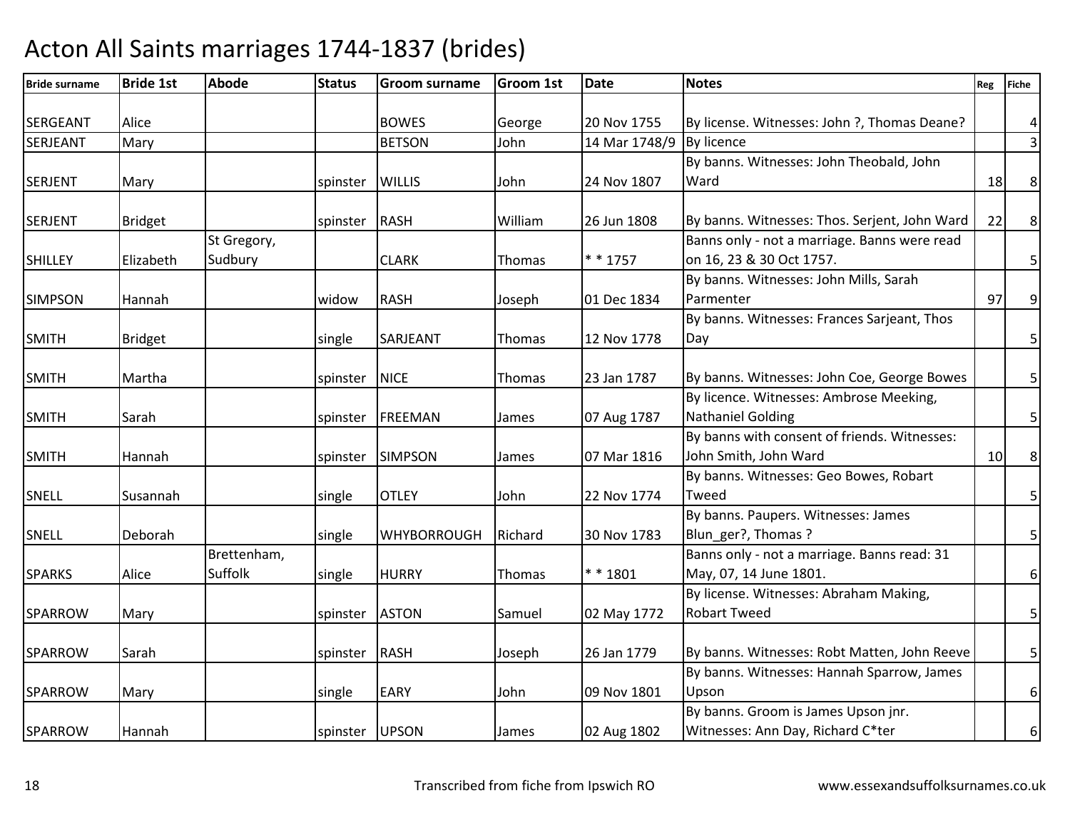# Acton All Saints marriages 1744-1837 (brides)

| Bride surname | Bride 1st | Abode | Status | Groom surname | Groom 1st | Date | Notes | Reg | Fiche |
|---|---|---|---|---|---|---|---|---|---|
| SERGEANT | Alice | | | BOWES | George | 20 Nov 1755 | By license. Witnesses: John ?, Thomas Deane? | | 4 |
| SERJEANT | Mary | | | BETSON | John | 14 Mar 1748/9 | By licence | | 3 |
| SERJENT | Mary | | spinster | WILLIS | John | 24 Nov 1807 | By banns. Witnesses: John Theobald, John Ward | 18 | 8 |
| SERJENT | Bridget | | spinster | RASH | William | 26 Jun 1808 | By banns. Witnesses: Thos. Serjent, John Ward | 22 | 8 |
| SHILLEY | Elizabeth | St Gregory, Sudbury | | CLARK | Thomas | * * 1757 | Banns only - not a marriage. Banns were read on 16, 23 & 30 Oct 1757. | | 5 |
| SIMPSON | Hannah | | widow | RASH | Joseph | 01 Dec 1834 | By banns. Witnesses: John Mills, Sarah Parmenter | 97 | 9 |
| SMITH | Bridget | | single | SARJEANT | Thomas | 12 Nov 1778 | By banns. Witnesses: Frances Sarjeant, Thos Day | | 5 |
| SMITH | Martha | | spinster | NICE | Thomas | 23 Jan 1787 | By banns. Witnesses: John Coe, George Bowes | | 5 |
| SMITH | Sarah | | spinster | FREEMAN | James | 07 Aug 1787 | By licence. Witnesses: Ambrose Meeking, Nathaniel Golding | | 5 |
| SMITH | Hannah | | spinster | SIMPSON | James | 07 Mar 1816 | By banns with consent of friends. Witnesses: John Smith, John Ward | 10 | 8 |
| SNELL | Susannah | | single | OTLEY | John | 22 Nov 1774 | By banns. Witnesses: Geo Bowes, Robart Tweed | | 5 |
| SNELL | Deborah | | single | WHYBORROUGH | Richard | 30 Nov 1783 | By banns. Paupers. Witnesses: James Blun_ger?, Thomas ? | | 5 |
| SPARKS | Alice | Brettenham, Suffolk | single | HURRY | Thomas | * * 1801 | Banns only - not a marriage. Banns read: 31 May, 07, 14 June 1801. | | 6 |
| SPARROW | Mary | | spinster | ASTON | Samuel | 02 May 1772 | By license. Witnesses: Abraham Making, Robart Tweed | | 5 |
| SPARROW | Sarah | | spinster | RASH | Joseph | 26 Jan 1779 | By banns. Witnesses: Robt Matten, John Reeve | | 5 |
| SPARROW | Mary | | single | EARY | John | 09 Nov 1801 | By banns. Witnesses: Hannah Sparrow, James Upson | | 6 |
| SPARROW | Hannah | | spinster | UPSON | James | 02 Aug 1802 | By banns. Groom is James Upson jnr. Witnesses: Ann Day, Richard C*ter | | 6 |

Transcribed from fiche from Ipswich RO

www.essexandsuffolksurnames.co.uk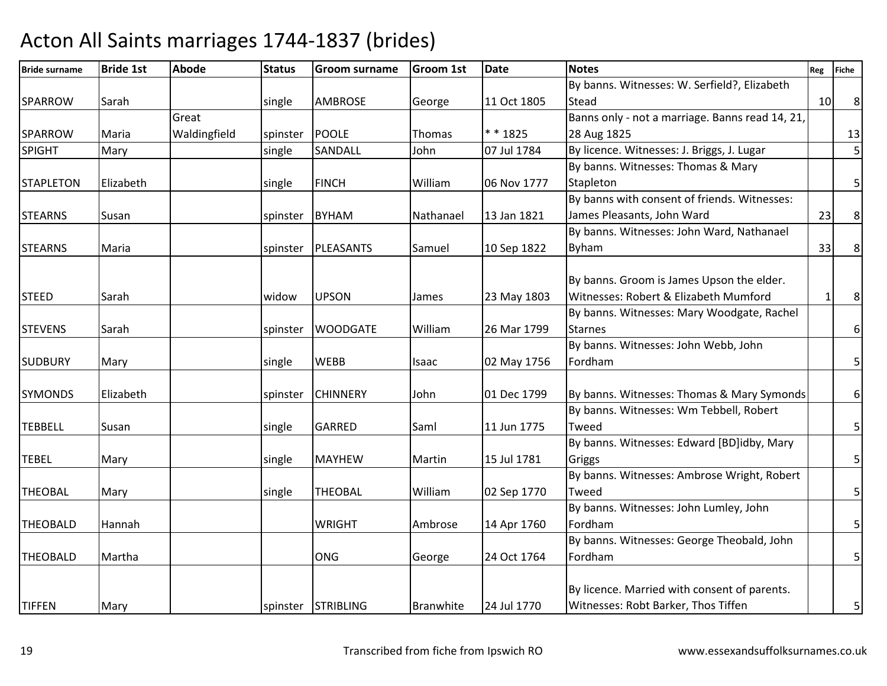# Acton All Saints marriages 1744-1837 (brides)

| Bride surname | Bride 1st | Abode | Status | Groom surname | Groom 1st | Date | Notes | Reg | Fiche |
|---|---|---|---|---|---|---|---|---|---|
| SPARROW | Sarah | | single | AMBROSE | George | 11 Oct 1805 | By banns. Witnesses: W. Serfield?, Elizabeth Stead | 10 | 8 |
| SPARROW | Maria | Great Waldingfield | spinster | POOLE | Thomas | * * 1825 | Banns only - not a marriage. Banns read 14, 21, 28 Aug 1825 | | 13 |
| SPIGHT | Mary | | single | SANDALL | John | 07 Jul 1784 | By licence. Witnesses: J. Briggs, J. Lugar | | 5 |
| STAPLETON | Elizabeth | | single | FINCH | William | 06 Nov 1777 | By banns. Witnesses: Thomas & Mary Stapleton | | 5 |
| STEARNS | Susan | | spinster | BYHAM | Nathanael | 13 Jan 1821 | By banns with consent of friends. Witnesses: James Pleasants, John Ward | 23 | 8 |
| STEARNS | Maria | | spinster | PLEASANTS | Samuel | 10 Sep 1822 | By banns. Witnesses: John Ward, Nathanael Byham | 33 | 8 |
| STEED | Sarah | | widow | UPSON | James | 23 May 1803 | By banns. Groom is James Upson the elder. Witnesses: Robert & Elizabeth Mumford | 1 | 8 |
| STEVENS | Sarah | | spinster | WOODGATE | William | 26 Mar 1799 | By banns. Witnesses: Mary Woodgate, Rachel Starnes | | 6 |
| SUDBURY | Mary | | single | WEBB | Isaac | 02 May 1756 | By banns. Witnesses: John Webb, John Fordham | | 5 |
| SYMONDS | Elizabeth | | spinster | CHINNERY | John | 01 Dec 1799 | By banns. Witnesses: Thomas & Mary Symonds | | 6 |
| TEBBELL | Susan | | single | GARRED | Saml | 11 Jun 1775 | By banns. Witnesses: Wm Tebbell, Robert Tweed | | 5 |
| TEBEL | Mary | | single | MAYHEW | Martin | 15 Jul 1781 | By banns. Witnesses: Edward [BD]idby, Mary Griggs | | 5 |
| THEOBAL | Mary | | single | THEOBAL | William | 02 Sep 1770 | By banns. Witnesses: Ambrose Wright, Robert Tweed | | 5 |
| THEOBALD | Hannah | | | WRIGHT | Ambrose | 14 Apr 1760 | By banns. Witnesses: John Lumley, John Fordham | | 5 |
| THEOBALD | Martha | | | ONG | George | 24 Oct 1764 | By banns. Witnesses: George Theobald, John Fordham | | 5 |
| TIFFEN | Mary | | spinster | STRIBLING | Branwhite | 24 Jul 1770 | By licence. Married with consent of parents. Witnesses: Robt Barker, Thos Tiffen | | 5 |

Transcribed from fiche from Ipswich RO

www.essexandsuffolksurnames.co.uk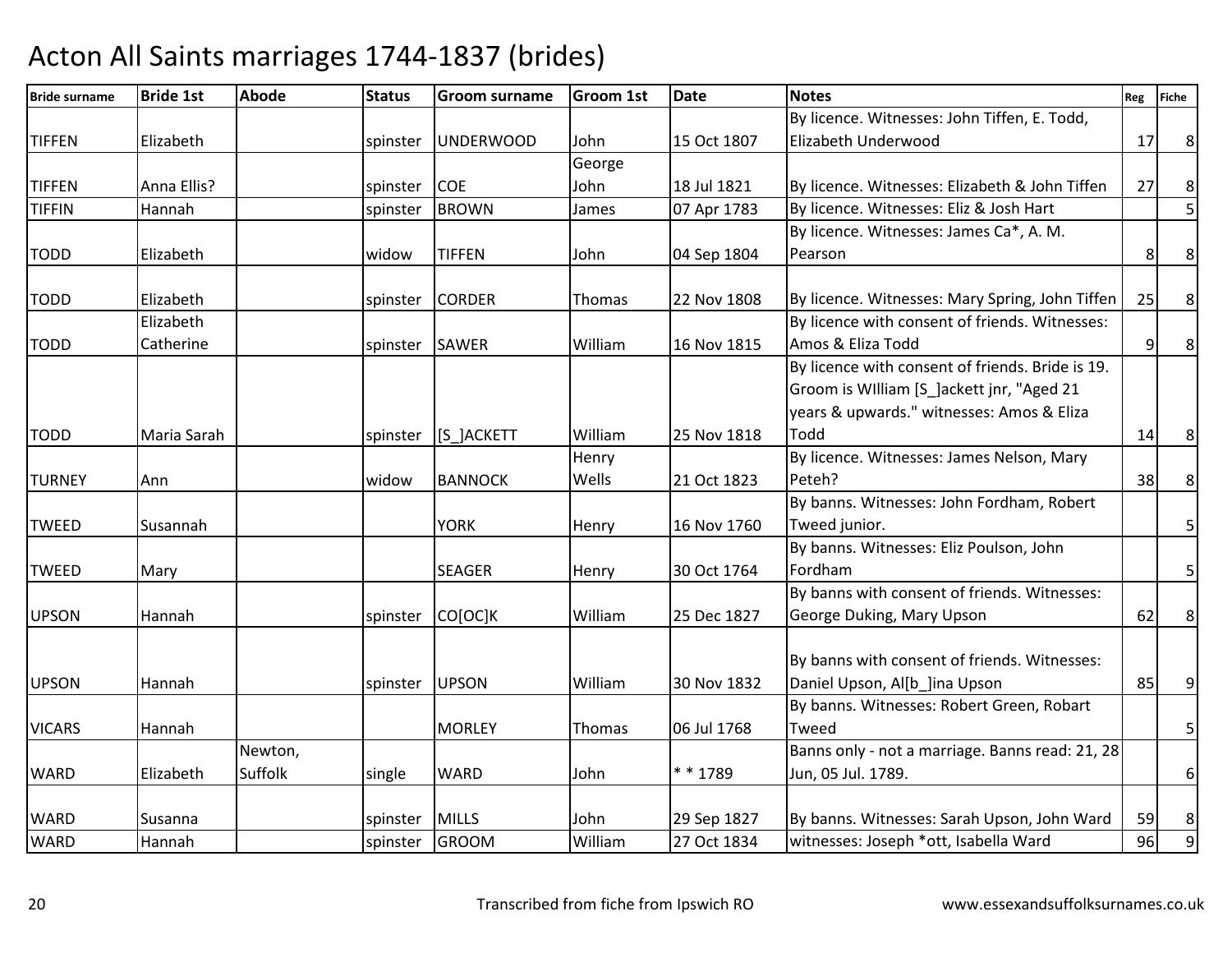# Acton All Saints marriages 1744-1837 (brides)

| Bride surname | Bride 1st | Abode | Status | Groom surname | Groom 1st | Date | Notes | Reg | Fiche |
|---|---|---|---|---|---|---|---|---|---|
| TIFFEN | Elizabeth | | spinster | UNDERWOOD | John | 15 Oct 1807 | By licence. Witnesses: John Tiffen, E. Todd, Elizabeth Underwood | 17 | 8 |
| TIFFEN | Anna Ellis? | | spinster | COE | George John | 18 Jul 1821 | By licence. Witnesses: Elizabeth & John Tiffen | 27 | 8 |
| TIFFIN | Hannah | | spinster | BROWN | James | 07 Apr 1783 | By licence. Witnesses: Eliz & Josh Hart | | 5 |
| TODD | Elizabeth | | widow | TIFFEN | John | 04 Sep 1804 | By licence. Witnesses: James Ca*, A. M. Pearson | 8 | 8 |
| TODD | Elizabeth | | spinster | CORDER | Thomas | 22 Nov 1808 | By licence. Witnesses: Mary Spring, John Tiffen | 25 | 8 |
| TODD | Elizabeth Catherine | | spinster | SAWER | William | 16 Nov 1815 | By licence with consent of friends. Witnesses: Amos & Eliza Todd | 9 | 8 |
| TODD | Maria Sarah | | spinster | [S_]ACKETT | William | 25 Nov 1818 | By licence with consent of friends. Bride is 19. Groom is WIlliam [S_]ackett jnr, "Aged 21 years & upwards." witnesses: Amos & Eliza Todd | 14 | 8 |
| TURNEY | Ann | | widow | BANNOCK | Henry Wells | 21 Oct 1823 | By licence. Witnesses: James Nelson, Mary Peteh? | 38 | 8 |
| TWEED | Susannah | | | YORK | Henry | 16 Nov 1760 | By banns. Witnesses: John Fordham, Robert Tweed junior. | | 5 |
| TWEED | Mary | | | SEAGER | Henry | 30 Oct 1764 | By banns. Witnesses: Eliz Poulson, John Fordham | | 5 |
| UPSON | Hannah | | spinster | CO[OC]K | William | 25 Dec 1827 | By banns with consent of friends. Witnesses: George Duking, Mary Upson | 62 | 8 |
| UPSON | Hannah | | spinster | UPSON | William | 30 Nov 1832 | By banns with consent of friends. Witnesses: Daniel Upson, Al[b_]ina Upson | 85 | 9 |
| VICARS | Hannah | | | MORLEY | Thomas | 06 Jul 1768 | By banns. Witnesses: Robert Green, Robart Tweed | | 5 |
| WARD | Elizabeth | Newton, Suffolk | single | WARD | John | * * 1789 | Banns only - not a marriage. Banns read: 21, 28 Jun, 05 Jul. 1789. | | 6 |
| WARD | Susanna | | spinster | MILLS | John | 29 Sep 1827 | By banns. Witnesses: Sarah Upson, John Ward | 59 | 8 |
| WARD | Hannah | | spinster | GROOM | William | 27 Oct 1834 | witnesses: Joseph *ott, Isabella Ward | 96 | 9 |

Transcribed from fiche from Ipswich RO

www.essexandsuffolksurnames.co.uk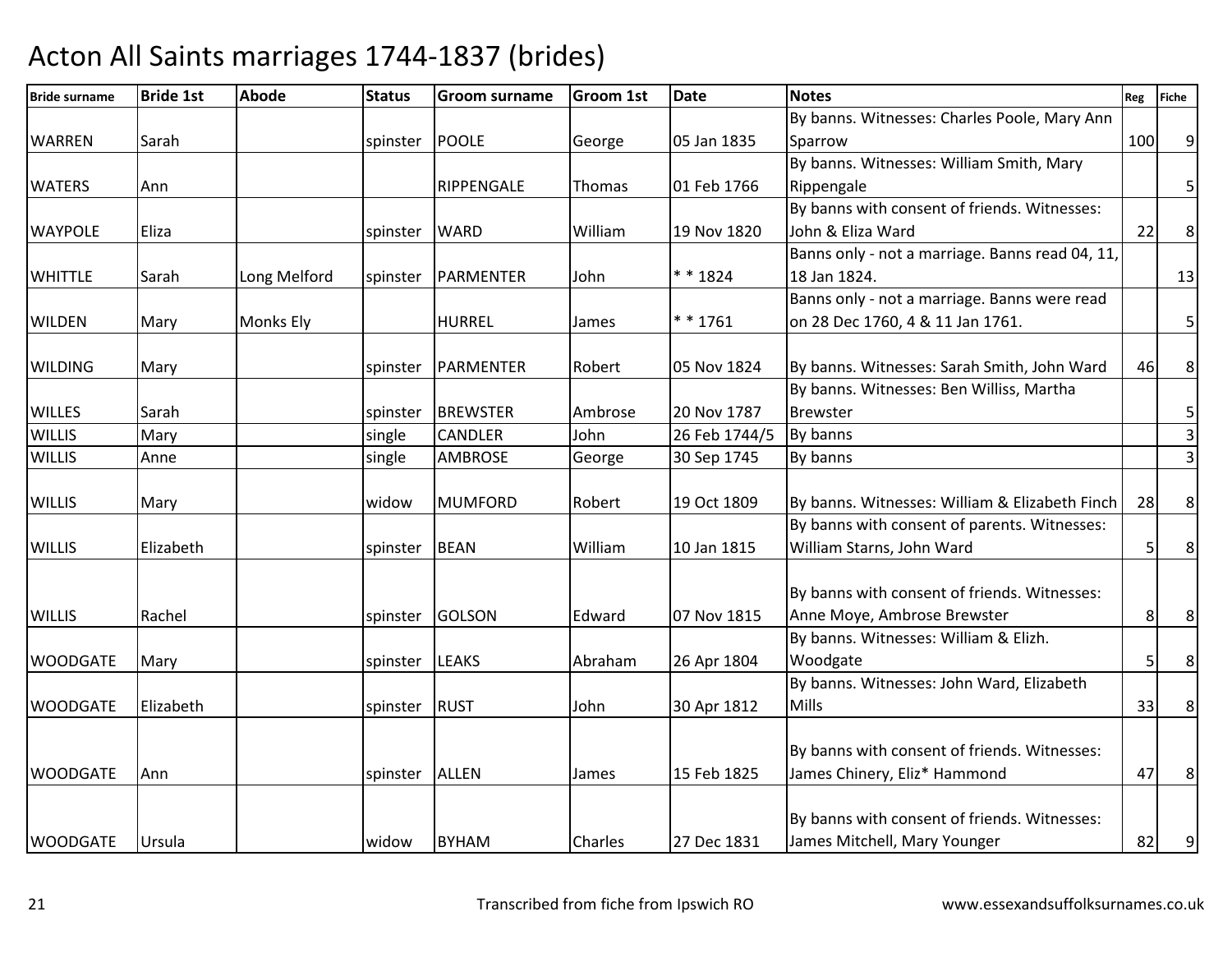# Acton All Saints marriages 1744-1837 (brides)

| Bride surname | Bride 1st | Abode | Status | Groom surname | Groom 1st | Date | Notes | Reg | Fiche |
|---|---|---|---|---|---|---|---|---|---|
| WARREN | Sarah | | spinster | POOLE | George | 05 Jan 1835 | By banns. Witnesses: Charles Poole, Mary Ann Sparrow | 100 | 9 |
| WATERS | Ann | | | RIPPENGALE | Thomas | 01 Feb 1766 | By banns. Witnesses: William Smith, Mary Rippengale | | 5 |
| WAYPOLE | Eliza | | spinster | WARD | William | 19 Nov 1820 | By banns with consent of friends. Witnesses: John & Eliza Ward | 22 | 8 |
| WHITTLE | Sarah | Long Melford | spinster | PARMENTER | John | * * 1824 | Banns only - not a marriage. Banns read 04, 11, 18 Jan 1824. | | 13 |
| WILDEN | Mary | Monks Ely | | HURREL | James | * * 1761 | Banns only - not a marriage. Banns were read on 28 Dec 1760, 4 & 11 Jan 1761. | | 5 |
| WILDING | Mary | | spinster | PARMENTER | Robert | 05 Nov 1824 | By banns. Witnesses: Sarah Smith, John Ward | 46 | 8 |
| WILLES | Sarah | | spinster | BREWSTER | Ambrose | 20 Nov 1787 | By banns. Witnesses: Ben Williss, Martha Brewster | | 5 |
| WILLIS | Mary | | single | CANDLER | John | 26 Feb 1744/5 | By banns | | 3 |
| WILLIS | Anne | | single | AMBROSE | George | 30 Sep 1745 | By banns | | 3 |
| WILLIS | Mary | | widow | MUMFORD | Robert | 19 Oct 1809 | By banns. Witnesses: William & Elizabeth Finch | 28 | 8 |
| WILLIS | Elizabeth | | spinster | BEAN | William | 10 Jan 1815 | By banns with consent of parents. Witnesses: William Starns, John Ward | 5 | 8 |
| WILLIS | Rachel | | spinster | GOLSON | Edward | 07 Nov 1815 | By banns with consent of friends. Witnesses: Anne Moye, Ambrose Brewster | 8 | 8 |
| WOODGATE | Mary | | spinster | LEAKS | Abraham | 26 Apr 1804 | By banns. Witnesses: William & Elizh. Woodgate | 5 | 8 |
| WOODGATE | Elizabeth | | spinster | RUST | John | 30 Apr 1812 | By banns. Witnesses: John Ward, Elizabeth Mills | 33 | 8 |
| WOODGATE | Ann | | spinster | ALLEN | James | 15 Feb 1825 | By banns with consent of friends. Witnesses: James Chinery, Eliz* Hammond | 47 | 8 |
| WOODGATE | Ursula | | widow | BYHAM | Charles | 27 Dec 1831 | By banns with consent of friends. Witnesses: James Mitchell, Mary Younger | 82 | 9 |

Transcribed from fiche from Ipswich RO

www.essexandsuffolksurnames.co.uk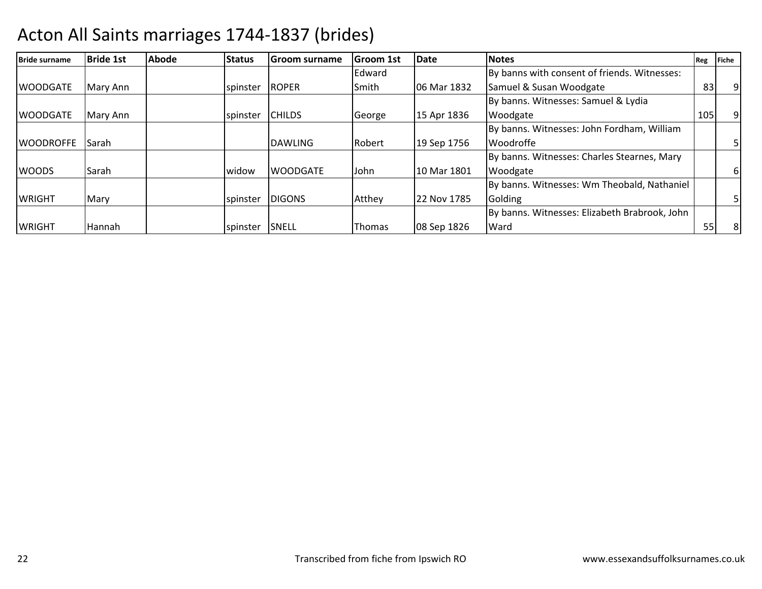# Acton All Saints marriages 1744-1837 (brides)

| Bride surname | Bride 1st | Abode | Status | Groom surname | Groom 1st | Date | Notes | Reg | Fiche |
|---|---|---|---|---|---|---|---|---|---|
| WOODGATE | Mary Ann | | spinster | ROPER | Edward Smith | 06 Mar 1832 | By banns with consent of friends. Witnesses: Samuel & Susan Woodgate | 83 | 9 |
| WOODGATE | Mary Ann | | spinster | CHILDS | George | 15 Apr 1836 | By banns. Witnesses: Samuel & Lydia Woodgate | 105 | 9 |
| WOODROFFE | Sarah | | | DAWLING | Robert | 19 Sep 1756 | By banns. Witnesses: John Fordham, William Woodroffe | | 5 |
| WOODS | Sarah | | widow | WOODGATE | John | 10 Mar 1801 | By banns. Witnesses: Charles Stearnes, Mary Woodgate | | 6 |
| WRIGHT | Mary | | spinster | DIGONS | Atthey | 22 Nov 1785 | By banns. Witnesses: Wm Theobald, Nathaniel Golding | | 5 |
| WRIGHT | Hannah | | spinster | SNELL | Thomas | 08 Sep 1826 | By banns. Witnesses: Elizabeth Brabrook, John Ward | 55 | 8 |

Transcribed from fiche from Ipswich RO www.essexandsuffolksurnames.co.uk